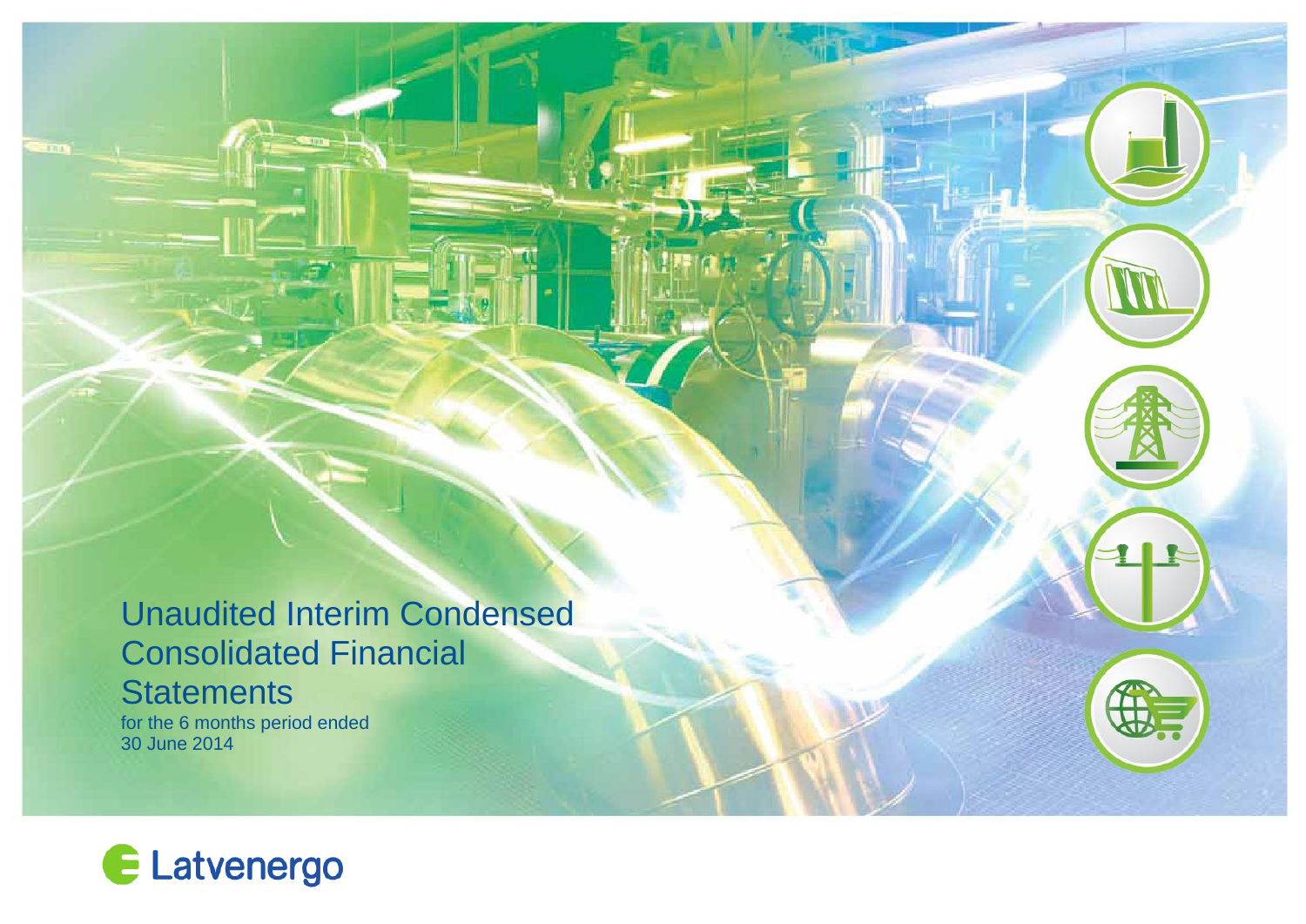# Unaudited Interim Condensed Consolidated Financial Statements

for the 6 months period ended 30 June 2014

Latvenergo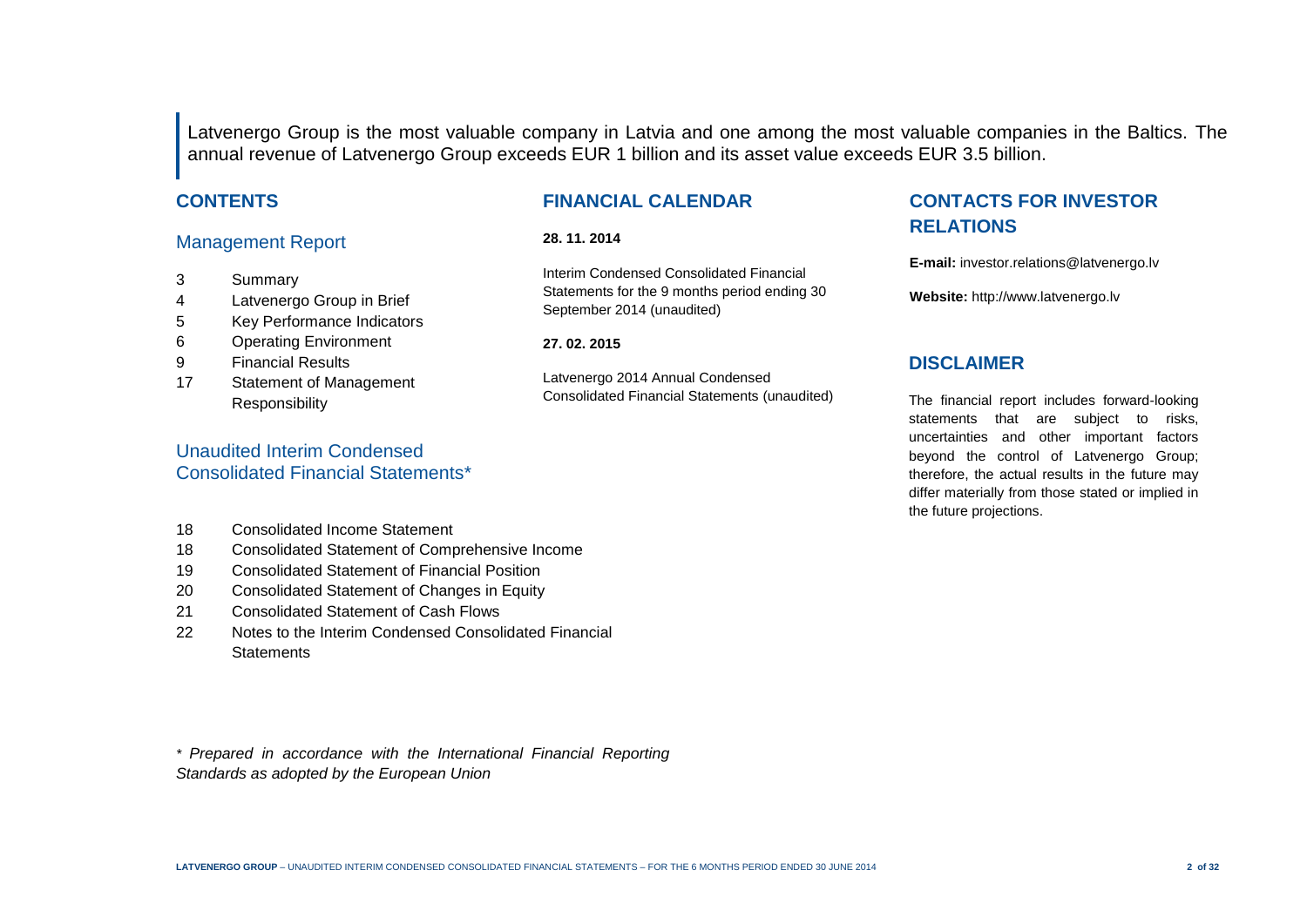Latvenergo Group is the most valuable company in Latvia and one among the most valuable companies in the Baltics. The annual revenue of Latvenergo Group exceeds EUR 1 billion and its asset value exceeds EUR 3.5 billion.

## CONTENTS

### Management Report

| | |
|---|---|
| 3 | Summary |
| 4 | Latvenergo Group in Brief |
| 5 | Key Performance Indicators |
| 6 | Operating Environment |
| 9 | Financial Results |
| 17 | Statement of Management Responsibility |

### Unaudited Interim Condensed Consolidated Financial Statements*

| | |
|---|---|
| 18 | Consolidated Income Statement |
| 18 | Consolidated Statement of Comprehensive Income |
| 19 | Consolidated Statement of Financial Position |
| 20 | Consolidated Statement of Changes in Equity |
| 21 | Consolidated Statement of Cash Flows |
| 22 | Notes to the Interim Condensed Consolidated Financial Statements |

*\* Prepared in accordance with the International Financial Reporting Standards as adopted by the European Union*

## FINANCIAL CALENDAR

**28. 11. 2014**

Interim Condensed Consolidated Financial Statements for the 9 months period ending 30 September 2014 (unaudited)

**27. 02. 2015**

Latvenergo 2014 Annual Condensed Consolidated Financial Statements (unaudited)

## CONTACTS FOR INVESTOR RELATIONS

**E-mail:** investor.relations@latvenergo.lv

**Website:** http://www.latvenergo.lv

## DISCLAIMER

The financial report includes forward-looking statements that are subject to risks, uncertainties and other important factors beyond the control of Latvenergo Group; therefore, the actual results in the future may differ materially from those stated or implied in the future projections.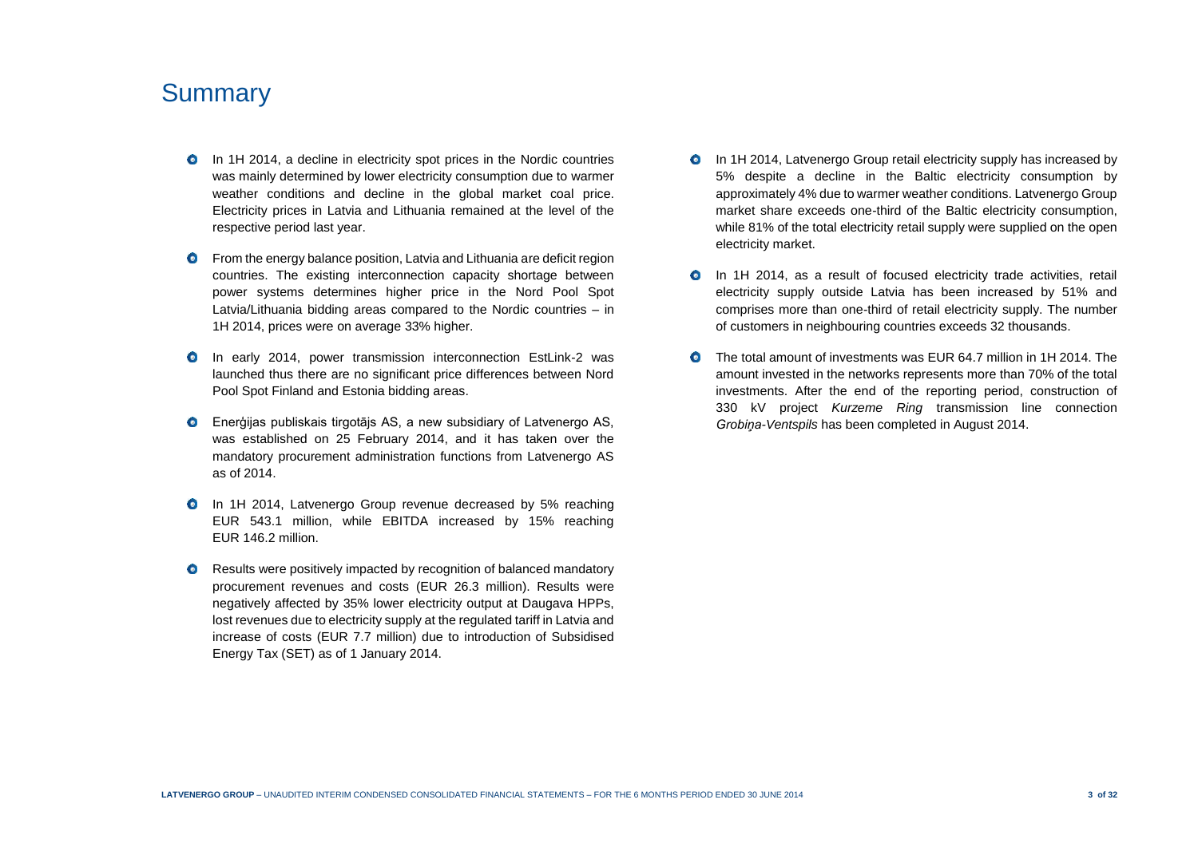# Summary

- In 1H 2014, a decline in electricity spot prices in the Nordic countries was mainly determined by lower electricity consumption due to warmer weather conditions and decline in the global market coal price. Electricity prices in Latvia and Lithuania remained at the level of the respective period last year.
- From the energy balance position, Latvia and Lithuania are deficit region countries. The existing interconnection capacity shortage between power systems determines higher price in the Nord Pool Spot Latvia/Lithuania bidding areas compared to the Nordic countries – in 1H 2014, prices were on average 33% higher.
- In early 2014, power transmission interconnection EstLink-2 was launched thus there are no significant price differences between Nord Pool Spot Finland and Estonia bidding areas.
- Enerģijas publiskais tirgotājs AS, a new subsidiary of Latvenergo AS, was established on 25 February 2014, and it has taken over the mandatory procurement administration functions from Latvenergo AS as of 2014.
- In 1H 2014, Latvenergo Group revenue decreased by 5% reaching EUR 543.1 million, while EBITDA increased by 15% reaching EUR 146.2 million.
- Results were positively impacted by recognition of balanced mandatory procurement revenues and costs (EUR 26.3 million). Results were negatively affected by 35% lower electricity output at Daugava HPPs, lost revenues due to electricity supply at the regulated tariff in Latvia and increase of costs (EUR 7.7 million) due to introduction of Subsidised Energy Tax (SET) as of 1 January 2014.
- In 1H 2014, Latvenergo Group retail electricity supply has increased by 5% despite a decline in the Baltic electricity consumption by approximately 4% due to warmer weather conditions. Latvenergo Group market share exceeds one-third of the Baltic electricity consumption, while 81% of the total electricity retail supply were supplied on the open electricity market.
- In 1H 2014, as a result of focused electricity trade activities, retail electricity supply outside Latvia has been increased by 51% and comprises more than one-third of retail electricity supply. The number of customers in neighbouring countries exceeds 32 thousands.
- The total amount of investments was EUR 64.7 million in 1H 2014. The amount invested in the networks represents more than 70% of the total investments. After the end of the reporting period, construction of 330 kV project *Kurzeme Ring* transmission line connection *Grobiņa-Ventspils* has been completed in August 2014.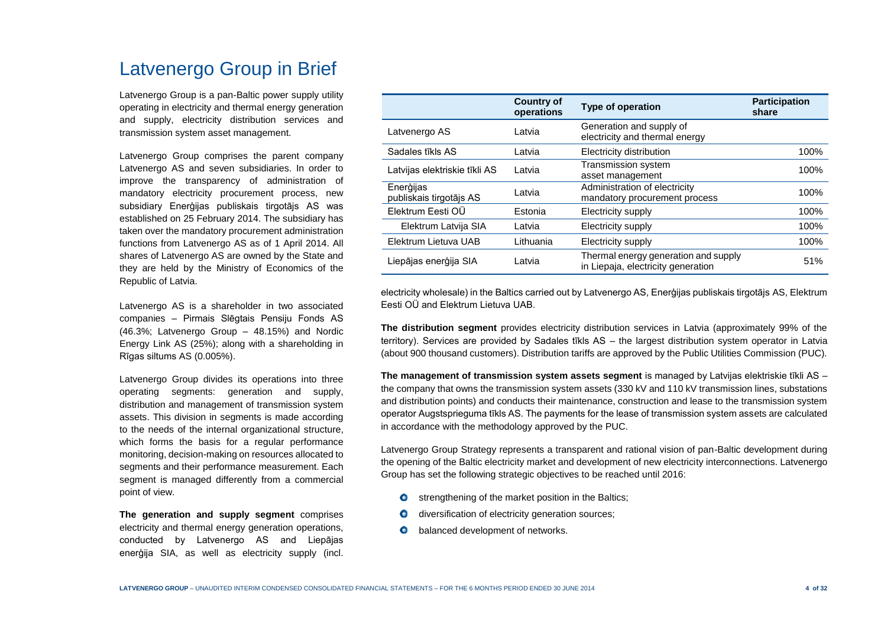# Latvenergo Group in Brief

Latvenergo Group is a pan-Baltic power supply utility operating in electricity and thermal energy generation and supply, electricity distribution services and transmission system asset management.

Latvenergo Group comprises the parent company Latvenergo AS and seven subsidiaries. In order to improve the transparency of administration of mandatory electricity procurement process, new subsidiary Enerģijas publiskais tirgotājs AS was established on 25 February 2014. The subsidiary has taken over the mandatory procurement administration functions from Latvenergo AS as of 1 April 2014. All shares of Latvenergo AS are owned by the State and they are held by the Ministry of Economics of the Republic of Latvia.

Latvenergo AS is a shareholder in two associated companies – Pirmais Slēgtais Pensiju Fonds AS (46.3%; Latvenergo Group – 48.15%) and Nordic Energy Link AS (25%); along with a shareholding in Rīgas siltums AS (0.005%).

Latvenergo Group divides its operations into three operating segments: generation and supply, distribution and management of transmission system assets. This division in segments is made according to the needs of the internal organizational structure, which forms the basis for a regular performance monitoring, decision-making on resources allocated to segments and their performance measurement. Each segment is managed differently from a commercial point of view.

| | Country of operations | Type of operation | Participation share |
|---|---|---|---|
| Latvenergo AS | Latvia | Generation and supply of electricity and thermal energy | |
| Sadales tīkls AS | Latvia | Electricity distribution | 100% |
| Latvijas elektriskie tīkli AS | Latvia | Transmission system asset management | 100% |
| Enerģijas publiskais tirgotājs AS | Latvia | Administration of electricity mandatory procurement process | 100% |
| Elektrum Eesti OÜ | Estonia | Electricity supply | 100% |
| Elektrum Latvija SIA | Latvia | Electricity supply | 100% |
| Elektrum Lietuva UAB | Lithuania | Electricity supply | 100% |
| Liepājas enerģija SIA | Latvia | Thermal energy generation and supply in Liepaja, electricity generation | 51% |

**The generation and supply segment** comprises electricity and thermal energy generation operations, conducted by Latvenergo AS and Liepājas enerģija SIA, as well as electricity supply (incl. electricity wholesale) in the Baltics carried out by Latvenergo AS, Enerģijas publiskais tirgotājs AS, Elektrum Eesti OÜ and Elektrum Lietuva UAB.

**The distribution segment** provides electricity distribution services in Latvia (approximately 99% of the territory). Services are provided by Sadales tīkls AS – the largest distribution system operator in Latvia (about 900 thousand customers). Distribution tariffs are approved by the Public Utilities Commission (PUC).

**The management of transmission system assets segment** is managed by Latvijas elektriskie tīkli AS – the company that owns the transmission system assets (330 kV and 110 kV transmission lines, substations and distribution points) and conducts their maintenance, construction and lease to the transmission system operator Augstsprieguma tīkls AS. The payments for the lease of transmission system assets are calculated in accordance with the methodology approved by the PUC.

Latvenergo Group Strategy represents a transparent and rational vision of pan-Baltic development during the opening of the Baltic electricity market and development of new electricity interconnections. Latvenergo Group has set the following strategic objectives to be reached until 2016:

- strengthening of the market position in the Baltics;
- diversification of electricity generation sources;
- balanced development of networks.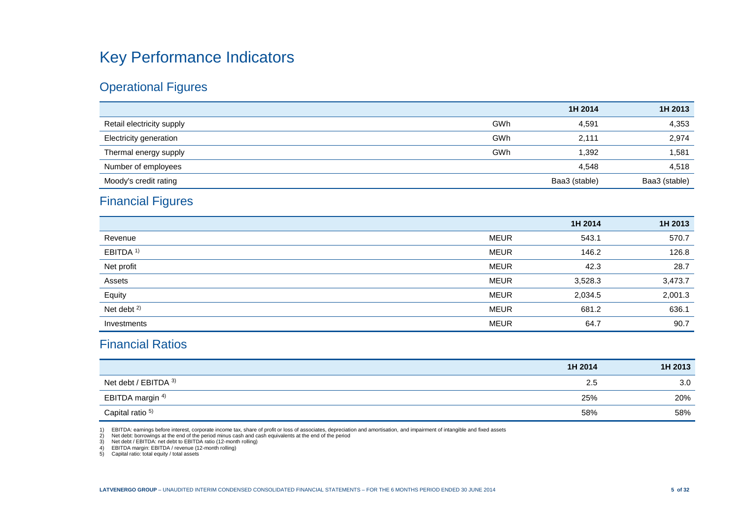# Key Performance Indicators

## Operational Figures

| | | 1H 2014 | 1H 2013 |
|---|---|---|---|
| Retail electricity supply | GWh | 4,591 | 4,353 |
| Electricity generation | GWh | 2,111 | 2,974 |
| Thermal energy supply | GWh | 1,392 | 1,581 |
| Number of employees | | 4,548 | 4,518 |
| Moody's credit rating | | Baa3 (stable) | Baa3 (stable) |

## Financial Figures

| | | 1H 2014 | 1H 2013 |
|---|---|---|---|
| Revenue | MEUR | 543.1 | 570.7 |
| EBITDA [1] | MEUR | 146.2 | 126.8 |
| Net profit | MEUR | 42.3 | 28.7 |
| Assets | MEUR | 3,528.3 | 3,473.7 |
| Equity | MEUR | 2,034.5 | 2,001.3 |
| Net debt [2] | MEUR | 681.2 | 636.1 |
| Investments | MEUR | 64.7 | 90.7 |

## Financial Ratios

| | 1H 2014 | 1H 2013 |
|---|---|---|
| Net debt / EBITDA [3] | 2.5 | 3.0 |
| EBITDA margin [4] | 25% | 20% |
| Capital ratio [5] | 58% | 58% |

1) EBITDA: earnings before interest, corporate income tax, share of profit or loss of associates, depreciation and amortisation, and impairment of intangible and fixed assets
2) Net debt: borrowings at the end of the period minus cash and cash equivalents at the end of the period
3) Net debt / EBITDA: net debt to EBITDA ratio (12-month rolling)
4) EBITDA margin: EBITDA / revenue (12-month rolling)
5) Capital ratio: total equity / total assets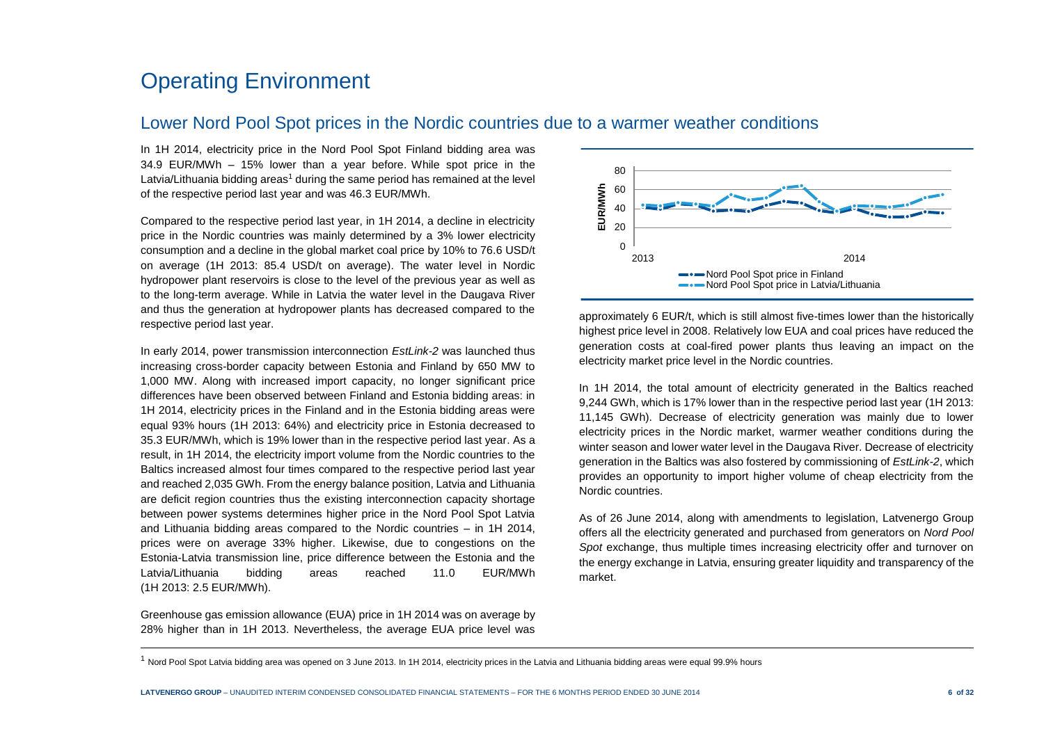# Operating Environment

## Lower Nord Pool Spot prices in the Nordic countries due to a warmer weather conditions

In 1H 2014, electricity price in the Nord Pool Spot Finland bidding area was 34.9 EUR/MWh – 15% lower than a year before. While spot price in the Latvia/Lithuania bidding areas[1] during the same period has remained at the level of the respective period last year and was 46.3 EUR/MWh.

Compared to the respective period last year, in 1H 2014, a decline in electricity price in the Nordic countries was mainly determined by a 3% lower electricity consumption and a decline in the global market coal price by 10% to 76.6 USD/t on average (1H 2013: 85.4 USD/t on average). The water level in Nordic hydropower plant reservoirs is close to the level of the previous year as well as to the long-term average. While in Latvia the water level in the Daugava River and thus the generation at hydropower plants has decreased compared to the respective period last year.

In early 2014, power transmission interconnection *EstLink-2* was launched thus increasing cross-border capacity between Estonia and Finland by 650 MW to 1,000 MW. Along with increased import capacity, no longer significant price differences have been observed between Finland and Estonia bidding areas: in 1H 2014, electricity prices in the Finland and in the Estonia bidding areas were equal 93% hours (1H 2013: 64%) and electricity price in Estonia decreased to 35.3 EUR/MWh, which is 19% lower than in the respective period last year. As a result, in 1H 2014, the electricity import volume from the Nordic countries to the Baltics increased almost four times compared to the respective period last year and reached 2,035 GWh. From the energy balance position, Latvia and Lithuania are deficit region countries thus the existing interconnection capacity shortage between power systems determines higher price in the Nord Pool Spot Latvia and Lithuania bidding areas compared to the Nordic countries – in 1H 2014, prices were on average 33% higher. Likewise, due to congestions on the Estonia-Latvia transmission line, price difference between the Estonia and the Latvia/Lithuania bidding areas reached 11.0 EUR/MWh (1H 2013: 2.5 EUR/MWh).

Greenhouse gas emission allowance (EUA) price in 1H 2014 was on average by 28% higher than in 1H 2013. Nevertheless, the average EUA price level was approximately 6 EUR/t, which is still almost five-times lower than the historically highest price level in 2008. Relatively low EUA and coal prices have reduced the generation costs at coal-fired power plants thus leaving an impact on the electricity market price level in the Nordic countries.

In 1H 2014, the total amount of electricity generated in the Baltics reached 9,244 GWh, which is 17% lower than in the respective period last year (1H 2013: 11,145 GWh). Decrease of electricity generation was mainly due to lower electricity prices in the Nordic market, warmer weather conditions during the winter season and lower water level in the Daugava River. Decrease of electricity generation in the Baltics was also fostered by commissioning of *EstLink-2*, which provides an opportunity to import higher volume of cheap electricity from the Nordic countries.

As of 26 June 2014, along with amendments to legislation, Latvenergo Group offers all the electricity generated and purchased from generators on *Nord Pool Spot* exchange, thus multiple times increasing electricity offer and turnover on the energy exchange in Latvia, ensuring greater liquidity and transparency of the market.

[1] Nord Pool Spot Latvia bidding area was opened on 3 June 2013. In 1H 2014, electricity prices in the Latvia and Lithuania bidding areas were equal 99.9% hours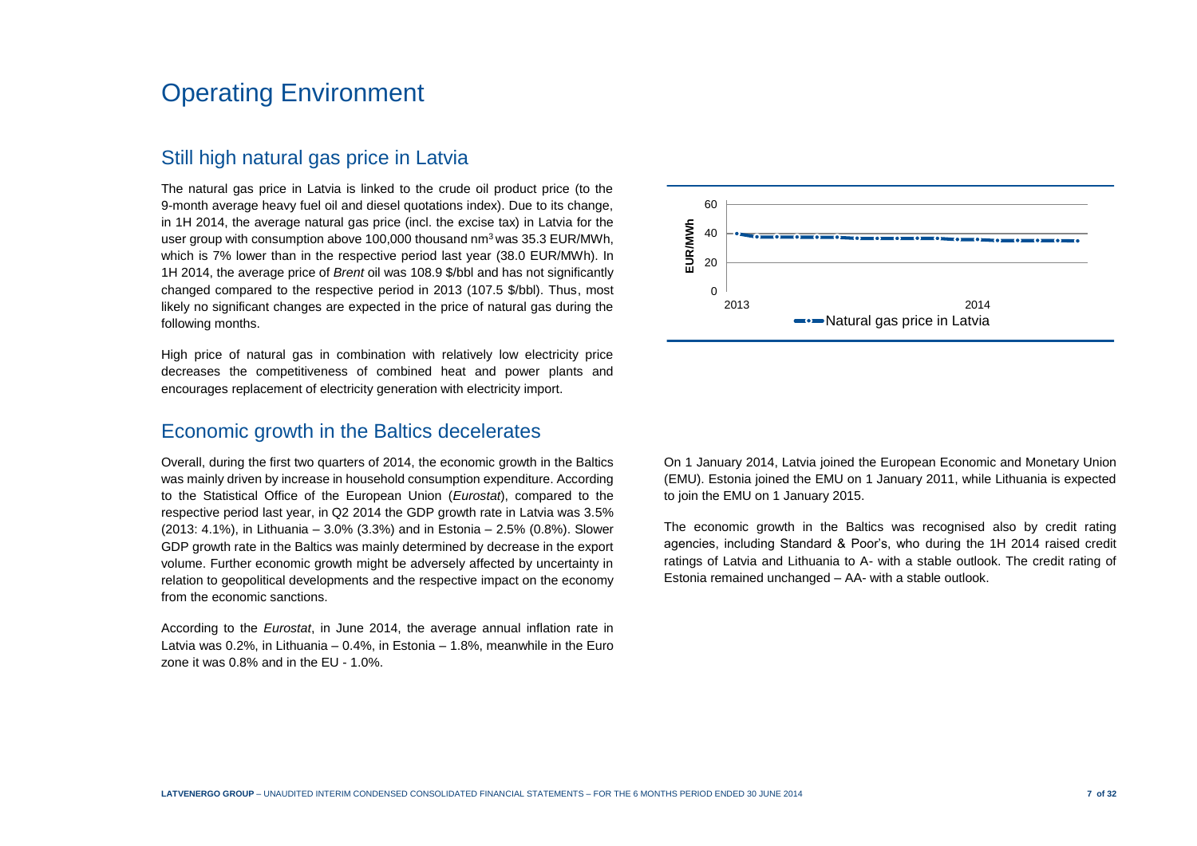# Operating Environment

## Still high natural gas price in Latvia

The natural gas price in Latvia is linked to the crude oil product price (to the 9-month average heavy fuel oil and diesel quotations index). Due to its change, in 1H 2014, the average natural gas price (incl. the excise tax) in Latvia for the user group with consumption above 100,000 thousand nm$^3$ was 35.3 EUR/MWh, which is 7% lower than in the respective period last year (38.0 EUR/MWh). In 1H 2014, the average price of *Brent* oil was 108.9 \$/bbl and has not significantly changed compared to the respective period in 2013 (107.5 \$/bbl). Thus, most likely no significant changes are expected in the price of natural gas during the following months.

High price of natural gas in combination with relatively low electricity price decreases the competitiveness of combined heat and power plants and encourages replacement of electricity generation with electricity import.

## Economic growth in the Baltics decelerates

Overall, during the first two quarters of 2014, the economic growth in the Baltics was mainly driven by increase in household consumption expenditure. According to the Statistical Office of the European Union (*Eurostat*), compared to the respective period last year, in Q2 2014 the GDP growth rate in Latvia was 3.5% (2013: 4.1%), in Lithuania – 3.0% (3.3%) and in Estonia – 2.5% (0.8%). Slower GDP growth rate in the Baltics was mainly determined by decrease in the export volume. Further economic growth might be adversely affected by uncertainty in relation to geopolitical developments and the respective impact on the economy from the economic sanctions.

According to the *Eurostat*, in June 2014, the average annual inflation rate in Latvia was 0.2%, in Lithuania – 0.4%, in Estonia – 1.8%, meanwhile in the Euro zone it was 0.8% and in the EU - 1.0%.

On 1 January 2014, Latvia joined the European Economic and Monetary Union (EMU). Estonia joined the EMU on 1 January 2011, while Lithuania is expected to join the EMU on 1 January 2015.

The economic growth in the Baltics was recognised also by credit rating agencies, including Standard & Poor's, who during the 1H 2014 raised credit ratings of Latvia and Lithuania to A- with a stable outlook. The credit rating of Estonia remained unchanged – AA- with a stable outlook.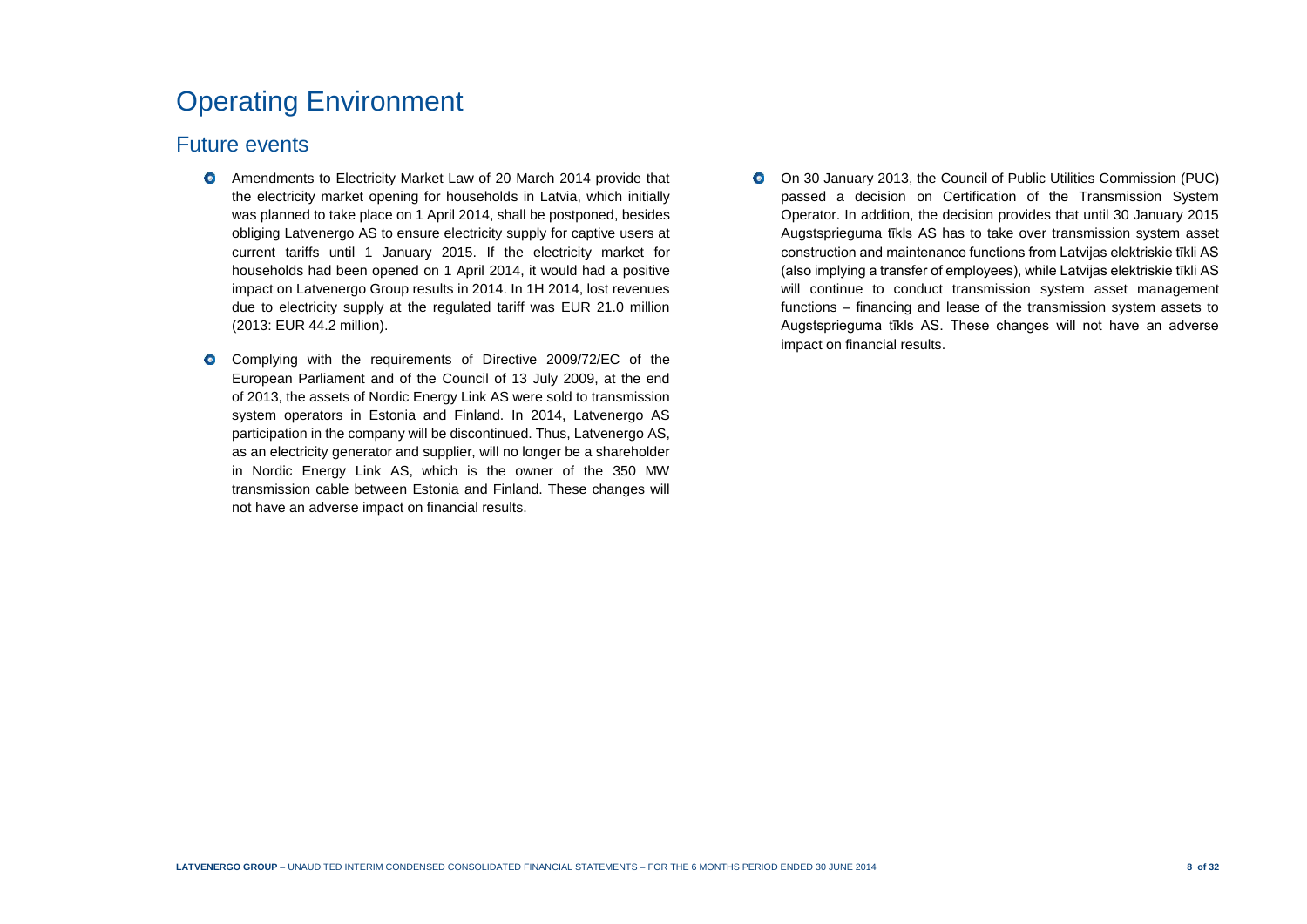# Operating Environment

## Future events

- Amendments to Electricity Market Law of 20 March 2014 provide that the electricity market opening for households in Latvia, which initially was planned to take place on 1 April 2014, shall be postponed, besides obliging Latvenergo AS to ensure electricity supply for captive users at current tariffs until 1 January 2015. If the electricity market for households had been opened on 1 April 2014, it would had a positive impact on Latvenergo Group results in 2014. In 1H 2014, lost revenues due to electricity supply at the regulated tariff was EUR 21.0 million (2013: EUR 44.2 million).

- Complying with the requirements of Directive 2009/72/EC of the European Parliament and of the Council of 13 July 2009, at the end of 2013, the assets of Nordic Energy Link AS were sold to transmission system operators in Estonia and Finland. In 2014, Latvenergo AS participation in the company will be discontinued. Thus, Latvenergo AS, as an electricity generator and supplier, will no longer be a shareholder in Nordic Energy Link AS, which is the owner of the 350 MW transmission cable between Estonia and Finland. These changes will not have an adverse impact on financial results.

- On 30 January 2013, the Council of Public Utilities Commission (PUC) passed a decision on Certification of the Transmission System Operator. In addition, the decision provides that until 30 January 2015 Augstsprieguma tīkls AS has to take over transmission system asset construction and maintenance functions from Latvijas elektriskie tīkli AS (also implying a transfer of employees), while Latvijas elektriskie tīkli AS will continue to conduct transmission system asset management functions – financing and lease of the transmission system assets to Augstsprieguma tīkls AS. These changes will not have an adverse impact on financial results.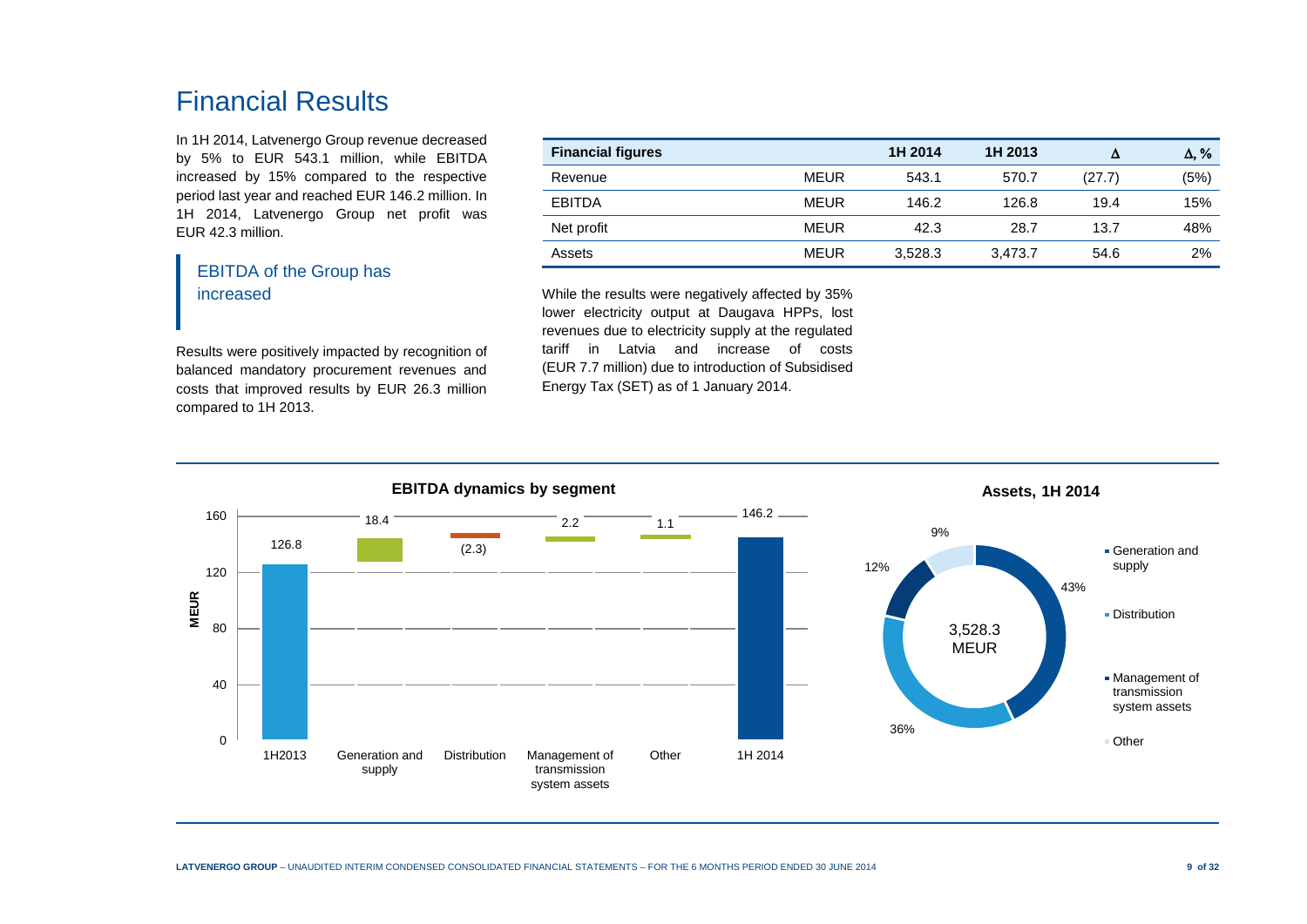# Financial Results

In 1H 2014, Latvenergo Group revenue decreased by 5% to EUR 543.1 million, while EBITDA increased by 15% compared to the respective period last year and reached EUR 146.2 million. In 1H 2014, Latvenergo Group net profit was EUR 42.3 million.

## EBITDA of the Group has increased

Results were positively impacted by recognition of balanced mandatory procurement revenues and costs that improved results by EUR 26.3 million compared to 1H 2013.

| Financial figures | | 1H 2014 | 1H 2013 | Δ | Δ, % |
|---|---|---|---|---|---|
| Revenue | MEUR | 543.1 | 570.7 | (27.7) | (5%) |
| EBITDA | MEUR | 146.2 | 126.8 | 19.4 | 15% |
| Net profit | MEUR | 42.3 | 28.7 | 13.7 | 48% |
| Assets | MEUR | 3,528.3 | 3,473.7 | 54.6 | 2% |

While the results were negatively affected by 35% lower electricity output at Daugava HPPs, lost revenues due to electricity supply at the regulated tariff in Latvia and increase of costs (EUR 7.7 million) due to introduction of Subsidised Energy Tax (SET) as of 1 January 2014.

**EBITDA dynamics by segment**

| | MEUR |
|---|---|
| 1H2013 | 126.8 |
| Generation and supply | 18.4 |
| Distribution | (2.3) |
| Management of transmission system assets | 2.2 |
| Other | 1.1 |
| 1H 2014 | 146.2 |

**Assets, 1H 2014**

Total: 3,528.3 MEUR

| Segment | Share |
|---|---|
| Generation and supply | 43% |
| Distribution | 36% |
| Management of transmission system assets | 12% |
| Other | 9% |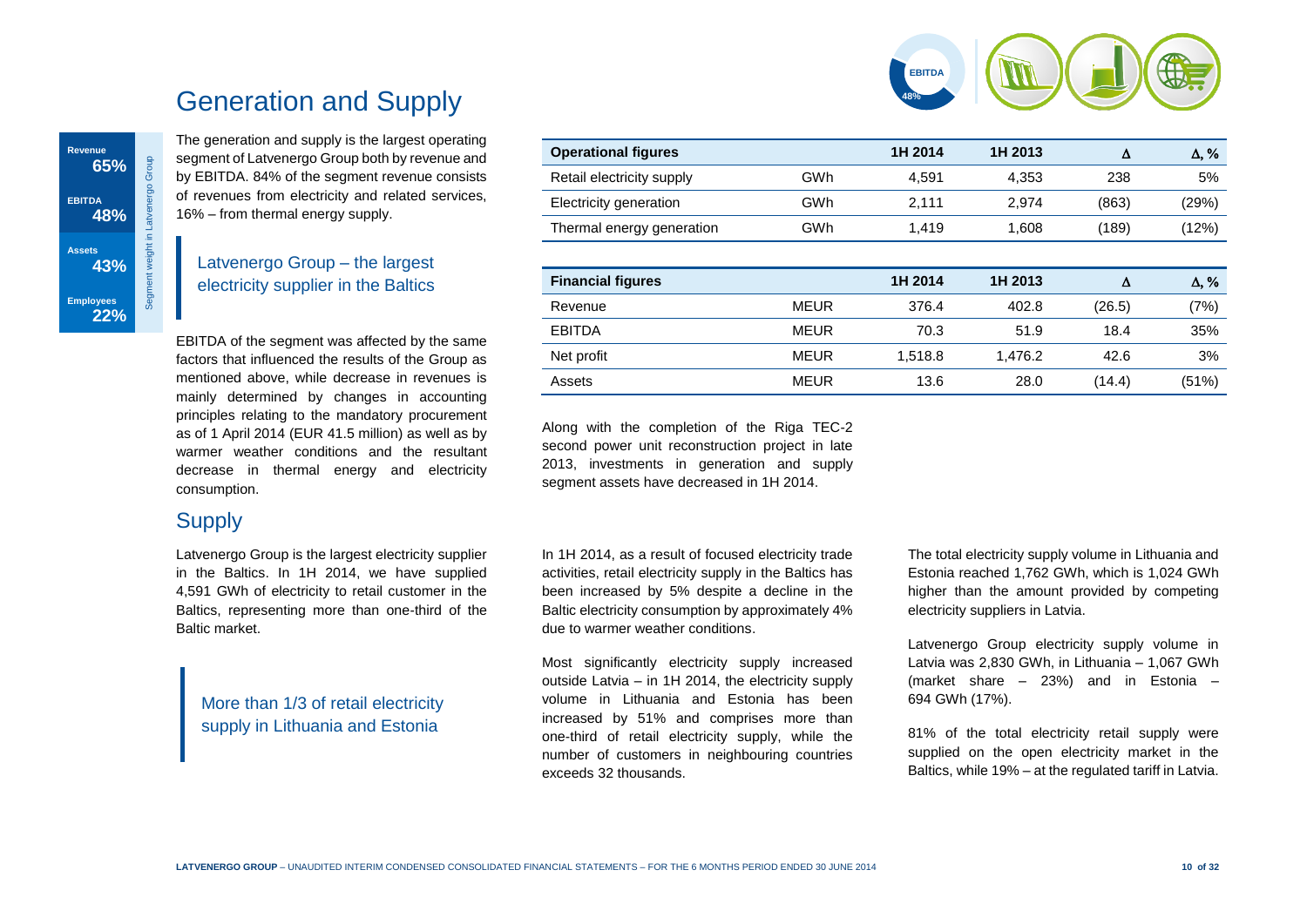# Generation and Supply

**Segment weight in Latvenergo Group**

- Revenue **65%**
- EBITDA **48%**
- Assets **43%**
- Employees **22%**

The generation and supply is the largest operating segment of Latvenergo Group both by revenue and by EBITDA. 84% of the segment revenue consists of revenues from electricity and related services, 16% – from thermal energy supply.

> Latvenergo Group – the largest electricity supplier in the Baltics

| Operational figures | | 1H 2014 | 1H 2013 | Δ | Δ, % |
|---|---|---|---|---|---|
| Retail electricity supply | GWh | 4,591 | 4,353 | 238 | 5% |
| Electricity generation | GWh | 2,111 | 2,974 | (863) | (29%) |
| Thermal energy generation | GWh | 1,419 | 1,608 | (189) | (12%) |

| Financial figures | | 1H 2014 | 1H 2013 | Δ | Δ, % |
|---|---|---|---|---|---|
| Revenue | MEUR | 376.4 | 402.8 | (26.5) | (7%) |
| EBITDA | MEUR | 70.3 | 51.9 | 18.4 | 35% |
| Net profit | MEUR | 1,518.8 | 1,476.2 | 42.6 | 3% |
| Assets | MEUR | 13.6 | 28.0 | (14.4) | (51%) |

EBITDA of the segment was affected by the same factors that influenced the results of the Group as mentioned above, while decrease in revenues is mainly determined by changes in accounting principles relating to the mandatory procurement as of 1 April 2014 (EUR 41.5 million) as well as by warmer weather conditions and the resultant decrease in thermal energy and electricity consumption.

Along with the completion of the Riga TEC-2 second power unit reconstruction project in late 2013, investments in generation and supply segment assets have decreased in 1H 2014.

## Supply

Latvenergo Group is the largest electricity supplier in the Baltics. In 1H 2014, we have supplied 4,591 GWh of electricity to retail customer in the Baltics, representing more than one-third of the Baltic market.

> More than 1/3 of retail electricity supply in Lithuania and Estonia

In 1H 2014, as a result of focused electricity trade activities, retail electricity supply in the Baltics has been increased by 5% despite a decline in the Baltic electricity consumption by approximately 4% due to warmer weather conditions.

Most significantly electricity supply increased outside Latvia – in 1H 2014, the electricity supply volume in Lithuania and Estonia has been increased by 51% and comprises more than one-third of retail electricity supply, while the number of customers in neighbouring countries exceeds 32 thousands.

The total electricity supply volume in Lithuania and Estonia reached 1,762 GWh, which is 1,024 GWh higher than the amount provided by competing electricity suppliers in Latvia.

Latvenergo Group electricity supply volume in Latvia was 2,830 GWh, in Lithuania – 1,067 GWh (market share – 23%) and in Estonia – 694 GWh (17%).

81% of the total electricity retail supply were supplied on the open electricity market in the Baltics, while 19% – at the regulated tariff in Latvia.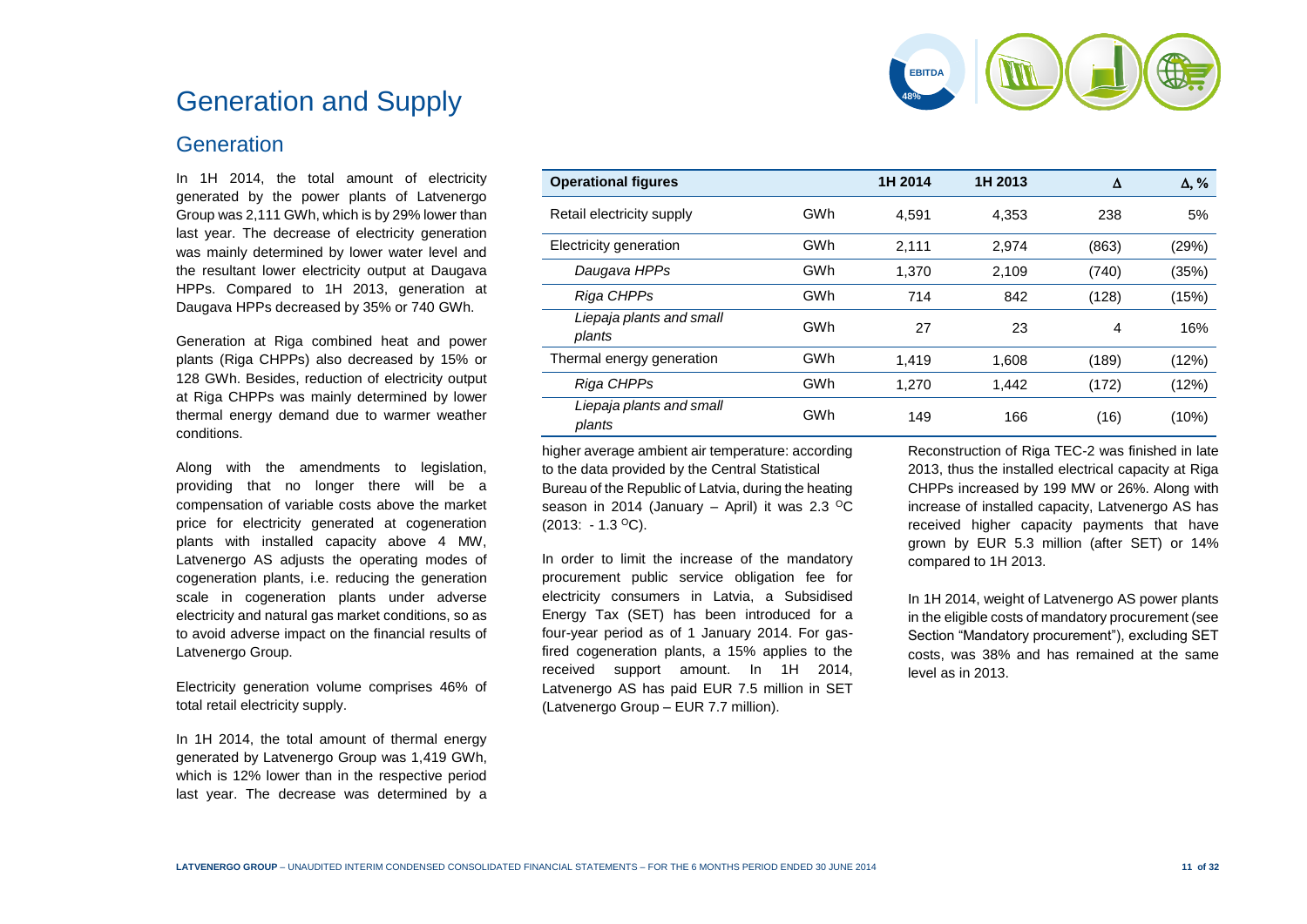# Generation and Supply

## Generation

In 1H 2014, the total amount of electricity generated by the power plants of Latvenergo Group was 2,111 GWh, which is by 29% lower than last year. The decrease of electricity generation was mainly determined by lower water level and the resultant lower electricity output at Daugava HPPs. Compared to 1H 2013, generation at Daugava HPPs decreased by 35% or 740 GWh.

Generation at Riga combined heat and power plants (Riga CHPPs) also decreased by 15% or 128 GWh. Besides, reduction of electricity output at Riga CHPPs was mainly determined by lower thermal energy demand due to warmer weather conditions.

Along with the amendments to legislation, providing that no longer there will be a compensation of variable costs above the market price for electricity generated at cogeneration plants with installed capacity above 4 MW, Latvenergo AS adjusts the operating modes of cogeneration plants, i.e. reducing the generation scale in cogeneration plants under adverse electricity and natural gas market conditions, so as to avoid adverse impact on the financial results of Latvenergo Group.

Electricity generation volume comprises 46% of total retail electricity supply.

In 1H 2014, the total amount of thermal energy generated by Latvenergo Group was 1,419 GWh, which is 12% lower than in the respective period last year. The decrease was determined by a higher average ambient air temperature: according to the data provided by the Central Statistical Bureau of the Republic of Latvia, during the heating season in 2014 (January – April) it was 2.3 °C (2013: - 1.3 °C).

| Operational figures | | 1H 2014 | 1H 2013 | Δ | Δ, % |
|---|---|---|---|---|---|
| Retail electricity supply | GWh | 4,591 | 4,353 | 238 | 5% |
| Electricity generation | GWh | 2,111 | 2,974 | (863) | (29%) |
| *Daugava HPPs* | GWh | 1,370 | 2,109 | (740) | (35%) |
| *Riga CHPPs* | GWh | 714 | 842 | (128) | (15%) |
| *Liepaja plants and small plants* | GWh | 27 | 23 | 4 | 16% |
| Thermal energy generation | GWh | 1,419 | 1,608 | (189) | (12%) |
| *Riga CHPPs* | GWh | 1,270 | 1,442 | (172) | (12%) |
| *Liepaja plants and small plants* | GWh | 149 | 166 | (16) | (10%) |

In order to limit the increase of the mandatory procurement public service obligation fee for electricity consumers in Latvia, a Subsidised Energy Tax (SET) has been introduced for a four-year period as of 1 January 2014. For gas-fired cogeneration plants, a 15% applies to the received support amount. In 1H 2014, Latvenergo AS has paid EUR 7.5 million in SET (Latvenergo Group – EUR 7.7 million).

Reconstruction of Riga TEC-2 was finished in late 2013, thus the installed electrical capacity at Riga CHPPs increased by 199 MW or 26%. Along with increase of installed capacity, Latvenergo AS has received higher capacity payments that have grown by EUR 5.3 million (after SET) or 14% compared to 1H 2013.

In 1H 2014, weight of Latvenergo AS power plants in the eligible costs of mandatory procurement (see Section "Mandatory procurement"), excluding SET costs, was 38% and has remained at the same level as in 2013.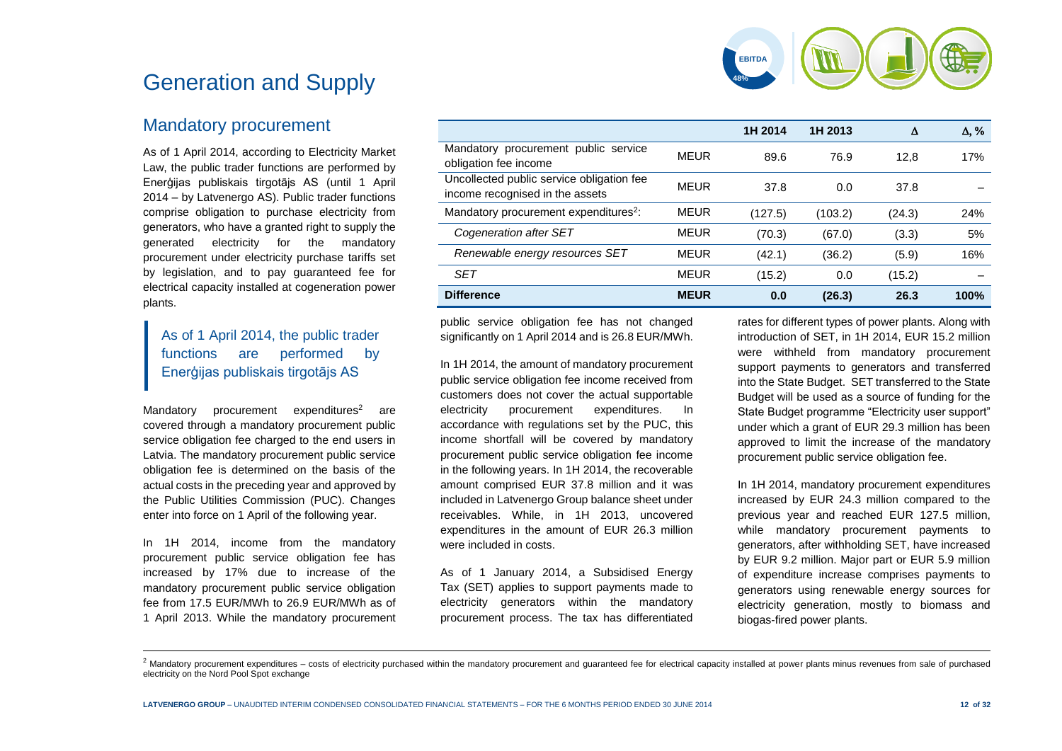# Generation and Supply

## Mandatory procurement

As of 1 April 2014, according to Electricity Market Law, the public trader functions are performed by Enerģijas publiskais tirgotājs AS (until 1 April 2014 – by Latvenergo AS). Public trader functions comprise obligation to purchase electricity from generators, who have a granted right to supply the generated electricity for the mandatory procurement under electricity purchase tariffs set by legislation, and to pay guaranteed fee for electrical capacity installed at cogeneration power plants.

> As of 1 April 2014, the public trader functions are performed by Enerģijas publiskais tirgotājs AS

Mandatory procurement expenditures[2] are covered through a mandatory procurement public service obligation fee charged to the end users in Latvia. The mandatory procurement public service obligation fee is determined on the basis of the actual costs in the preceding year and approved by the Public Utilities Commission (PUC). Changes enter into force on 1 April of the following year.

In 1H 2014, income from the mandatory procurement public service obligation fee has increased by 17% due to increase of the mandatory procurement public service obligation fee from 17.5 EUR/MWh to 26.9 EUR/MWh as of 1 April 2013. While the mandatory procurement public service obligation fee has not changed significantly on 1 April 2014 and is 26.8 EUR/MWh.

| | | 1H 2014 | 1H 2013 | Δ | Δ, % |
|---|---|---|---|---|---|
| Mandatory procurement public service obligation fee income | MEUR | 89.6 | 76.9 | 12,8 | 17% |
| Uncollected public service obligation fee income recognised in the assets | MEUR | 37.8 | 0.0 | 37.8 | – |
| Mandatory procurement expenditures[2]: | MEUR | (127.5) | (103.2) | (24.3) | 24% |
| *Cogeneration after SET* | MEUR | (70.3) | (67.0) | (3.3) | 5% |
| *Renewable energy resources SET* | MEUR | (42.1) | (36.2) | (5.9) | 16% |
| *SET* | MEUR | (15.2) | 0.0 | (15.2) | – |
| **Difference** | **MEUR** | **0.0** | **(26.3)** | **26.3** | **100%** |

In 1H 2014, the amount of mandatory procurement public service obligation fee income received from customers does not cover the actual supportable electricity procurement expenditures. In accordance with regulations set by the PUC, this income shortfall will be covered by mandatory procurement public service obligation fee income in the following years. In 1H 2014, the recoverable amount comprised EUR 37.8 million and it was included in Latvenergo Group balance sheet under receivables. While, in 1H 2013, uncovered expenditures in the amount of EUR 26.3 million were included in costs.

As of 1 January 2014, a Subsidised Energy Tax (SET) applies to support payments made to electricity generators within the mandatory procurement process. The tax has differentiated rates for different types of power plants. Along with introduction of SET, in 1H 2014, EUR 15.2 million were withheld from mandatory procurement support payments to generators and transferred into the State Budget. SET transferred to the State Budget will be used as a source of funding for the State Budget programme "Electricity user support" under which a grant of EUR 29.3 million has been approved to limit the increase of the mandatory procurement public service obligation fee.

In 1H 2014, mandatory procurement expenditures increased by EUR 24.3 million compared to the previous year and reached EUR 127.5 million, while mandatory procurement payments to generators, after withholding SET, have increased by EUR 9.2 million. Major part or EUR 5.9 million of expenditure increase comprises payments to generators using renewable energy sources for electricity generation, mostly to biomass and biogas-fired power plants.

[2] Mandatory procurement expenditures – costs of electricity purchased within the mandatory procurement and guaranteed fee for electrical capacity installed at power plants minus revenues from sale of purchased electricity on the Nord Pool Spot exchange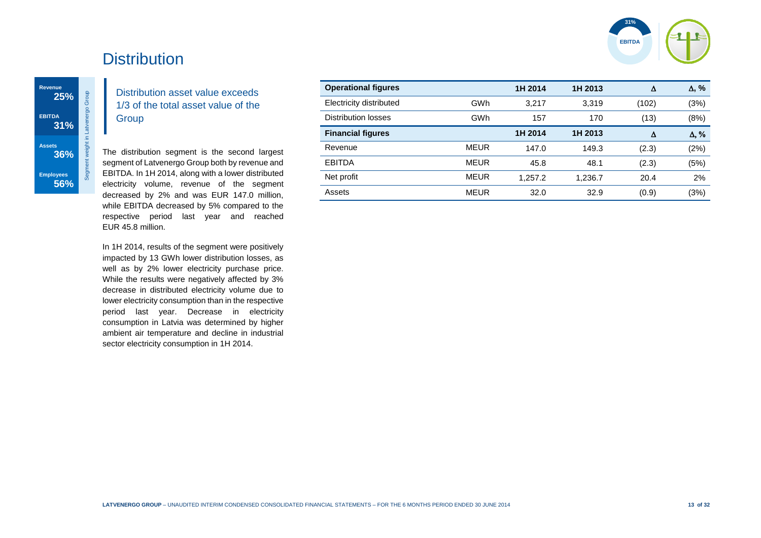# Distribution

**Revenue** 25%

**EBITDA** 31%

**Assets** 36%

**Employees** 56%

Segment weight in Latvenergo Group

## Distribution asset value exceeds 1/3 of the total asset value of the Group

The distribution segment is the second largest segment of Latvenergo Group both by revenue and EBITDA. In 1H 2014, along with a lower distributed electricity volume, revenue of the segment decreased by 2% and was EUR 147.0 million, while EBITDA decreased by 5% compared to the respective period last year and reached EUR 45.8 million.

In 1H 2014, results of the segment were positively impacted by 13 GWh lower distribution losses, as well as by 2% lower electricity purchase price. While the results were negatively affected by 3% decrease in distributed electricity volume due to lower electricity consumption than in the respective period last year. Decrease in electricity consumption in Latvia was determined by higher ambient air temperature and decline in industrial sector electricity consumption in 1H 2014.

| **Operational figures** | | **1H 2014** | **1H 2013** | **Δ** | **Δ, %** |
|---|---|---|---|---|---|
| Electricity distributed | GWh | 3,217 | 3,319 | (102) | (3%) |
| Distribution losses | GWh | 157 | 170 | (13) | (8%) |
| **Financial figures** | | **1H 2014** | **1H 2013** | **Δ** | **Δ, %** |
| Revenue | MEUR | 147.0 | 149.3 | (2.3) | (2%) |
| EBITDA | MEUR | 45.8 | 48.1 | (2.3) | (5%) |
| Net profit | MEUR | 1,257.2 | 1,236.7 | 20.4 | 2% |
| Assets | MEUR | 32.0 | 32.9 | (0.9) | (3%) |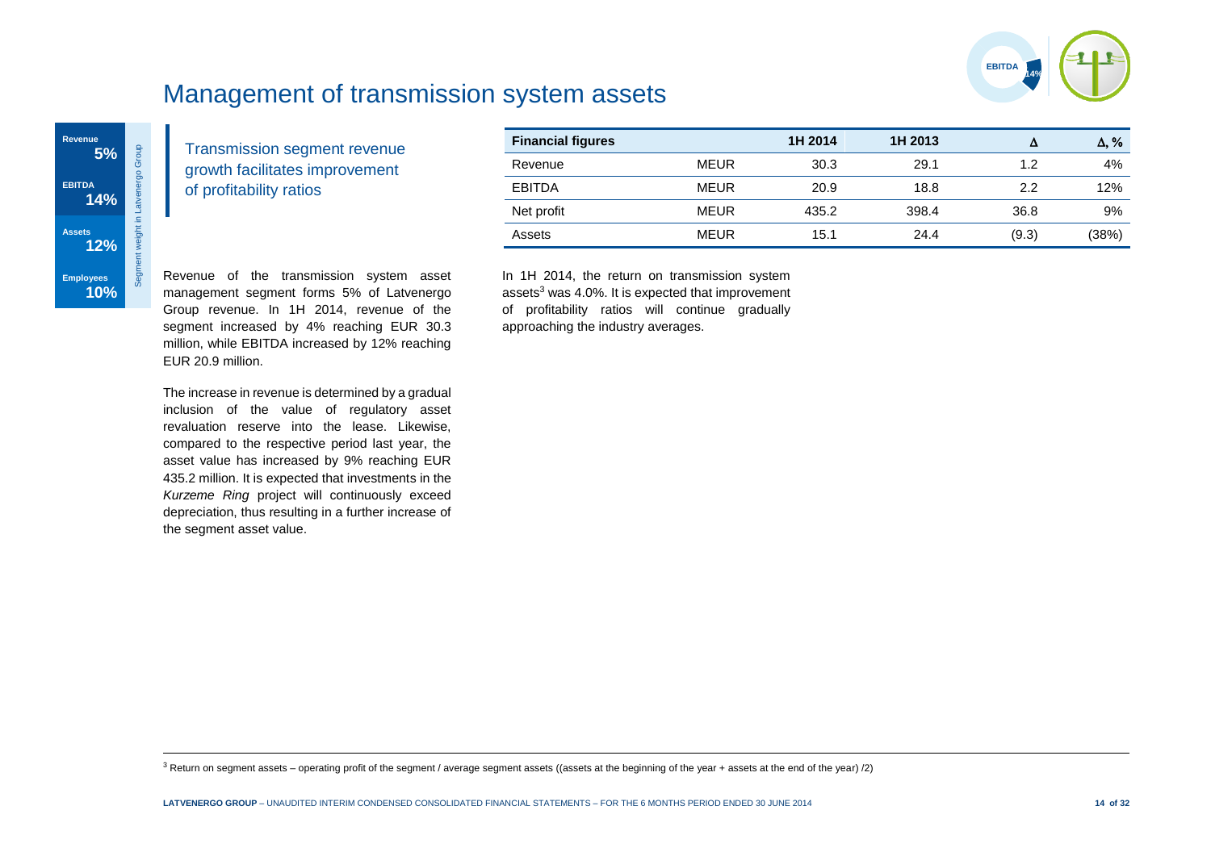# Management of transmission system assets

| | |
|---|---|
| Revenue | 5% |
| EBITDA | 14% |
| Assets | 12% |
| Employees | 10% |

Segment weight in Latvenergo Group

## Transmission segment revenue growth facilitates improvement of profitability ratios

Revenue of the transmission system asset management segment forms 5% of Latvenergo Group revenue. In 1H 2014, revenue of the segment increased by 4% reaching EUR 30.3 million, while EBITDA increased by 12% reaching EUR 20.9 million.

The increase in revenue is determined by a gradual inclusion of the value of regulatory asset revaluation reserve into the lease. Likewise, compared to the respective period last year, the asset value has increased by 9% reaching EUR 435.2 million. It is expected that investments in the *Kurzeme Ring* project will continuously exceed depreciation, thus resulting in a further increase of the segment asset value.

| Financial figures | | 1H 2014 | 1H 2013 | Δ | Δ, % |
|---|---|---|---|---|---|
| Revenue | MEUR | 30.3 | 29.1 | 1.2 | 4% |
| EBITDA | MEUR | 20.9 | 18.8 | 2.2 | 12% |
| Net profit | MEUR | 435.2 | 398.4 | 36.8 | 9% |
| Assets | MEUR | 15.1 | 24.4 | (9.3) | (38%) |

In 1H 2014, the return on transmission system assets[3] was 4.0%. It is expected that improvement of profitability ratios will continue gradually approaching the industry averages.

[3] Return on segment assets – operating profit of the segment / average segment assets ((assets at the beginning of the year + assets at the end of the year) /2)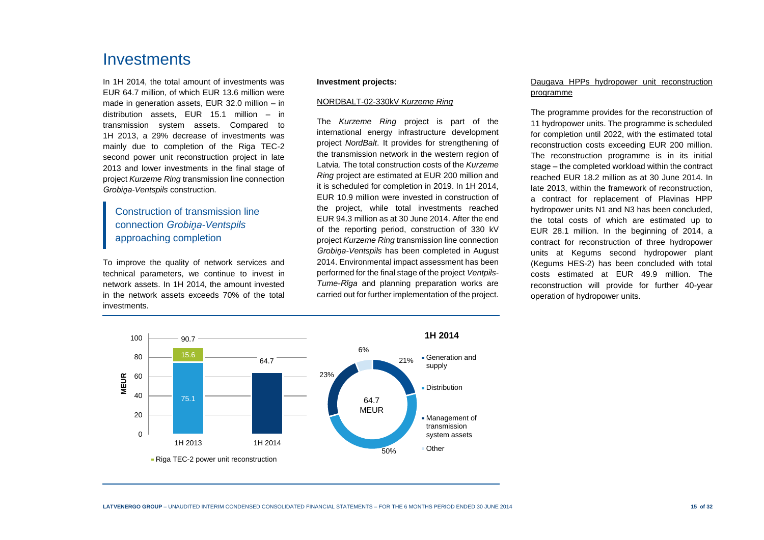# Investments

In 1H 2014, the total amount of investments was EUR 64.7 million, of which EUR 13.6 million were made in generation assets, EUR 32.0 million – in distribution assets, EUR 15.1 million – in transmission system assets. Compared to 1H 2013, a 29% decrease of investments was mainly due to completion of the Riga TEC-2 second power unit reconstruction project in late 2013 and lower investments in the final stage of project *Kurzeme Ring* transmission line connection *Grobiņa-Ventspils* construction.

## Construction of transmission line connection *Grobiņa-Ventspils* approaching completion

To improve the quality of network services and technical parameters, we continue to invest in network assets. In 1H 2014, the amount invested in the network assets exceeds 70% of the total investments.

**Investment projects:**

NORDBALT-02-330kV *Kurzeme Ring*

The *Kurzeme Ring* project is part of the international energy infrastructure development project *NordBalt*. It provides for strengthening of the transmission network in the western region of Latvia. The total construction costs of the *Kurzeme Ring* project are estimated at EUR 200 million and it is scheduled for completion in 2019. In 1H 2014, EUR 10.9 million were invested in construction of the project, while total investments reached EUR 94.3 million as at 30 June 2014. After the end of the reporting period, construction of 330 kV project *Kurzeme Ring* transmission line connection *Grobiņa-Ventspils* has been completed in August 2014. Environmental impact assessment has been performed for the final stage of the project *Ventpils-Tume-Rīga* and planning preparation works are carried out for further implementation of the project.

Daugava HPPs hydropower unit reconstruction programme

The programme provides for the reconstruction of 11 hydropower units. The programme is scheduled for completion until 2022, with the estimated total reconstruction costs exceeding EUR 200 million. The reconstruction programme is in its initial stage – the completed workload within the contract reached EUR 18.2 million as at 30 June 2014. In late 2013, within the framework of reconstruction, a contract for replacement of Plavinas HPP hydropower units N1 and N3 has been concluded, the total costs of which are estimated up to EUR 28.1 million. In the beginning of 2014, a contract for reconstruction of three hydropower units at Kegums second hydropower plant (Kegums HES-2) has been concluded with total costs estimated at EUR 49.9 million. The reconstruction will provide for further 40-year operation of hydropower units.

| MEUR | 1H 2013 | 1H 2014 |
|---|---|---|
| Investments (excl. Riga TEC-2) | 75.1 | 64.7 |
| Riga TEC-2 power unit reconstruction | 15.6 | – |
| Total | 90.7 | 64.7 |

**1H 2014** (total 64.7 MEUR)

| Segment | Share |
|---|---|
| Generation and supply | 21% |
| Distribution | 50% |
| Management of transmission system assets | 23% |
| Other | 6% |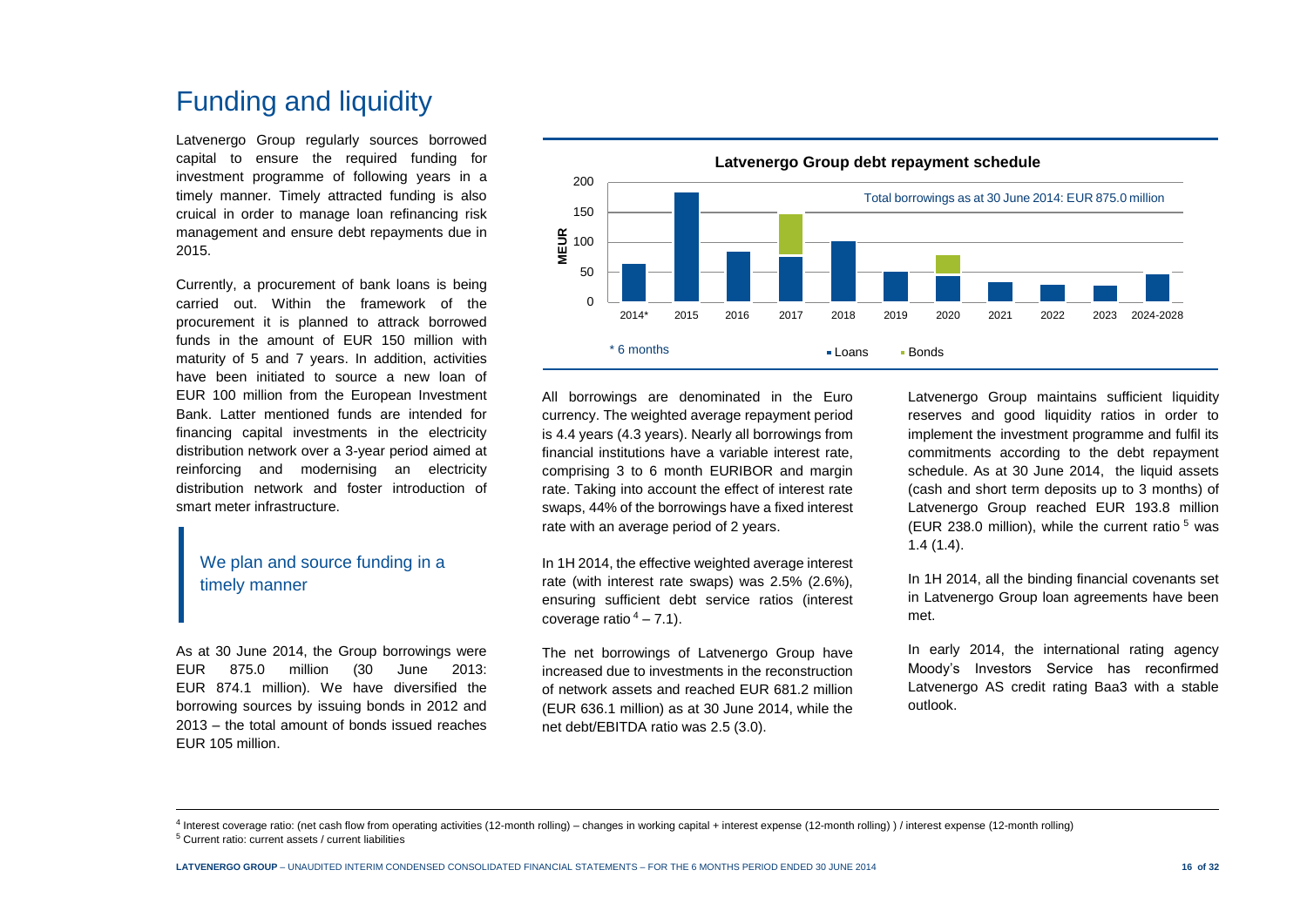# Funding and liquidity

Latvenergo Group regularly sources borrowed capital to ensure the required funding for investment programme of following years in a timely manner. Timely attracted funding is also cruical in order to manage loan refinancing risk management and ensure debt repayments due in 2015.

Currently, a procurement of bank loans is being carried out. Within the framework of the procurement it is planned to attract borrowed funds in the amount of EUR 150 million with maturity of 5 and 7 years. In addition, activities have been initiated to source a new loan of EUR 100 million from the European Investment Bank. Latter mentioned funds are intended for financing capital investments in the electricity distribution network over a 3-year period aimed at reinforcing and modernising an electricity distribution network and foster introduction of smart meter infrastructure.

## We plan and source funding in a timely manner

As at 30 June 2014, the Group borrowings were EUR 875.0 million (30 June 2013: EUR 874.1 million). We have diversified the borrowing sources by issuing bonds in 2012 and 2013 – the total amount of bonds issued reaches EUR 105 million.

**Latvenergo Group debt repayment schedule**

Total borrowings as at 30 June 2014: EUR 875.0 million

MEUR; 2014*, 2015, 2016, 2017, 2018, 2019, 2020, 2021, 2022, 2023, 2024-2028

\* 6 months

Loans, Bonds

All borrowings are denominated in the Euro currency. The weighted average repayment period is 4.4 years (4.3 years). Nearly all borrowings from financial institutions have a variable interest rate, comprising 3 to 6 month EURIBOR and margin rate. Taking into account the effect of interest rate swaps, 44% of the borrowings have a fixed interest rate with an average period of 2 years.

In 1H 2014, the effective weighted average interest rate (with interest rate swaps) was 2.5% (2.6%), ensuring sufficient debt service ratios (interest coverage ratio [4] – 7.1).

The net borrowings of Latvenergo Group have increased due to investments in the reconstruction of network assets and reached EUR 681.2 million (EUR 636.1 million) as at 30 June 2014, while the net debt/EBITDA ratio was 2.5 (3.0).

Latvenergo Group maintains sufficient liquidity reserves and good liquidity ratios in order to implement the investment programme and fulfil its commitments according to the debt repayment schedule. As at 30 June 2014, the liquid assets (cash and short term deposits up to 3 months) of Latvenergo Group reached EUR 193.8 million (EUR 238.0 million), while the current ratio [5] was 1.4 (1.4).

In 1H 2014, all the binding financial covenants set in Latvenergo Group loan agreements have been met.

In early 2014, the international rating agency Moody's Investors Service has reconfirmed Latvenergo AS credit rating Baa3 with a stable outlook.

[4] Interest coverage ratio: (net cash flow from operating activities (12-month rolling) – changes in working capital + interest expense (12-month rolling) ) / interest expense (12-month rolling)

[5] Current ratio: current assets / current liabilities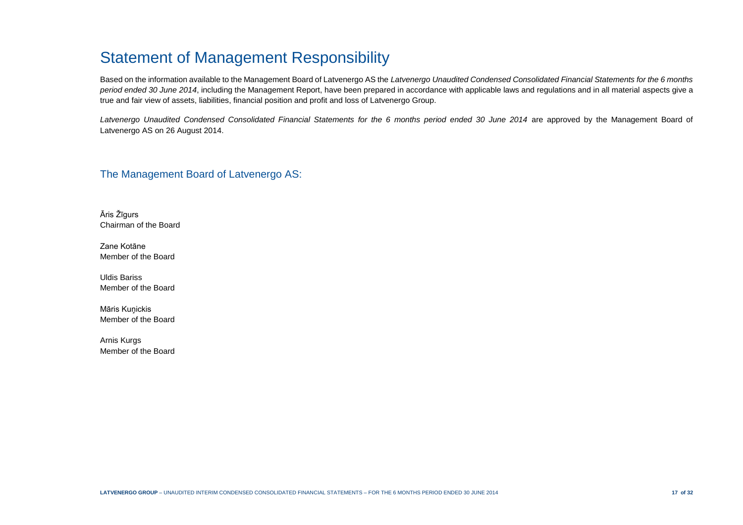# Statement of Management Responsibility

Based on the information available to the Management Board of Latvenergo AS the *Latvenergo Unaudited Condensed Consolidated Financial Statements for the 6 months period ended 30 June 2014*, including the Management Report, have been prepared in accordance with applicable laws and regulations and in all material aspects give a true and fair view of assets, liabilities, financial position and profit and loss of Latvenergo Group.

*Latvenergo Unaudited Condensed Consolidated Financial Statements for the 6 months period ended 30 June 2014* are approved by the Management Board of Latvenergo AS on 26 August 2014.

## The Management Board of Latvenergo AS:

Āris Žīgurs
Chairman of the Board

Zane Kotāne
Member of the Board

Uldis Bariss
Member of the Board

Māris Kuņickis
Member of the Board

Arnis Kurgs
Member of the Board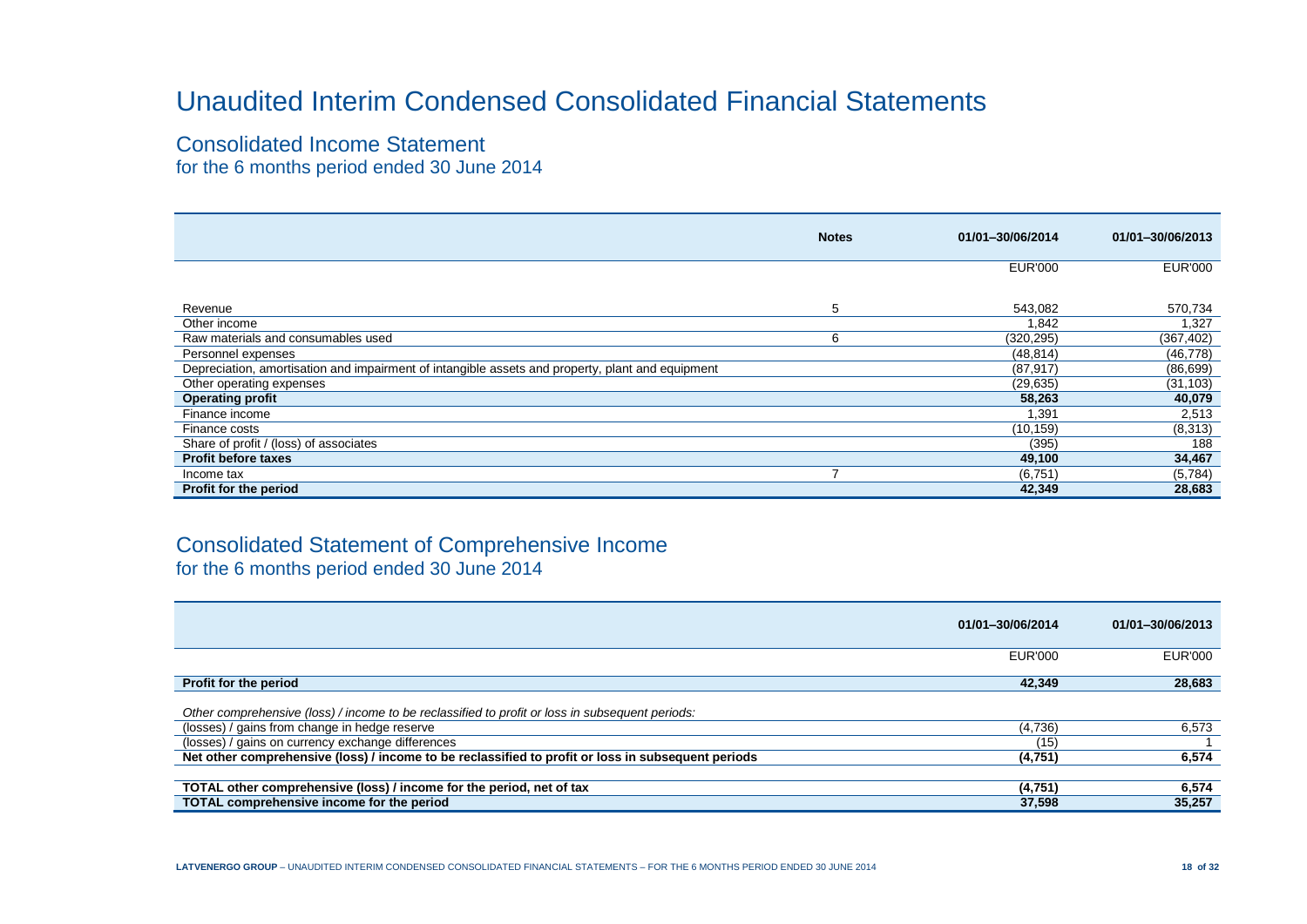# Unaudited Interim Condensed Consolidated Financial Statements

## Consolidated Income Statement

for the 6 months period ended 30 June 2014

| | Notes | 01/01–30/06/2014 | 01/01–30/06/2013 |
|---|---|---|---|
| | | EUR'000 | EUR'000 |
| Revenue | 5 | 543,082 | 570,734 |
| Other income | | 1,842 | 1,327 |
| Raw materials and consumables used | 6 | (320,295) | (367,402) |
| Personnel expenses | | (48,814) | (46,778) |
| Depreciation, amortisation and impairment of intangible assets and property, plant and equipment | | (87,917) | (86,699) |
| Other operating expenses | | (29,635) | (31,103) |
| **Operating profit** | | **58,263** | **40,079** |
| Finance income | | 1,391 | 2,513 |
| Finance costs | | (10,159) | (8,313) |
| Share of profit / (loss) of associates | | (395) | 188 |
| **Profit before taxes** | | **49,100** | **34,467** |
| Income tax | 7 | (6,751) | (5,784) |
| **Profit for the period** | | **42,349** | **28,683** |

## Consolidated Statement of Comprehensive Income

for the 6 months period ended 30 June 2014

| | 01/01–30/06/2014 | 01/01–30/06/2013 |
|---|---|---|
| | EUR'000 | EUR'000 |
| **Profit for the period** | **42,349** | **28,683** |
| *Other comprehensive (loss) / income to be reclassified to profit or loss in subsequent periods:* | | |
| (losses) / gains from change in hedge reserve | (4,736) | 6,573 |
| (losses) / gains on currency exchange differences | (15) | 1 |
| **Net other comprehensive (loss) / income to be reclassified to profit or loss in subsequent periods** | **(4,751)** | **6,574** |
| **TOTAL other comprehensive (loss) / income for the period, net of tax** | **(4,751)** | **6,574** |
| **TOTAL comprehensive income for the period** | **37,598** | **35,257** |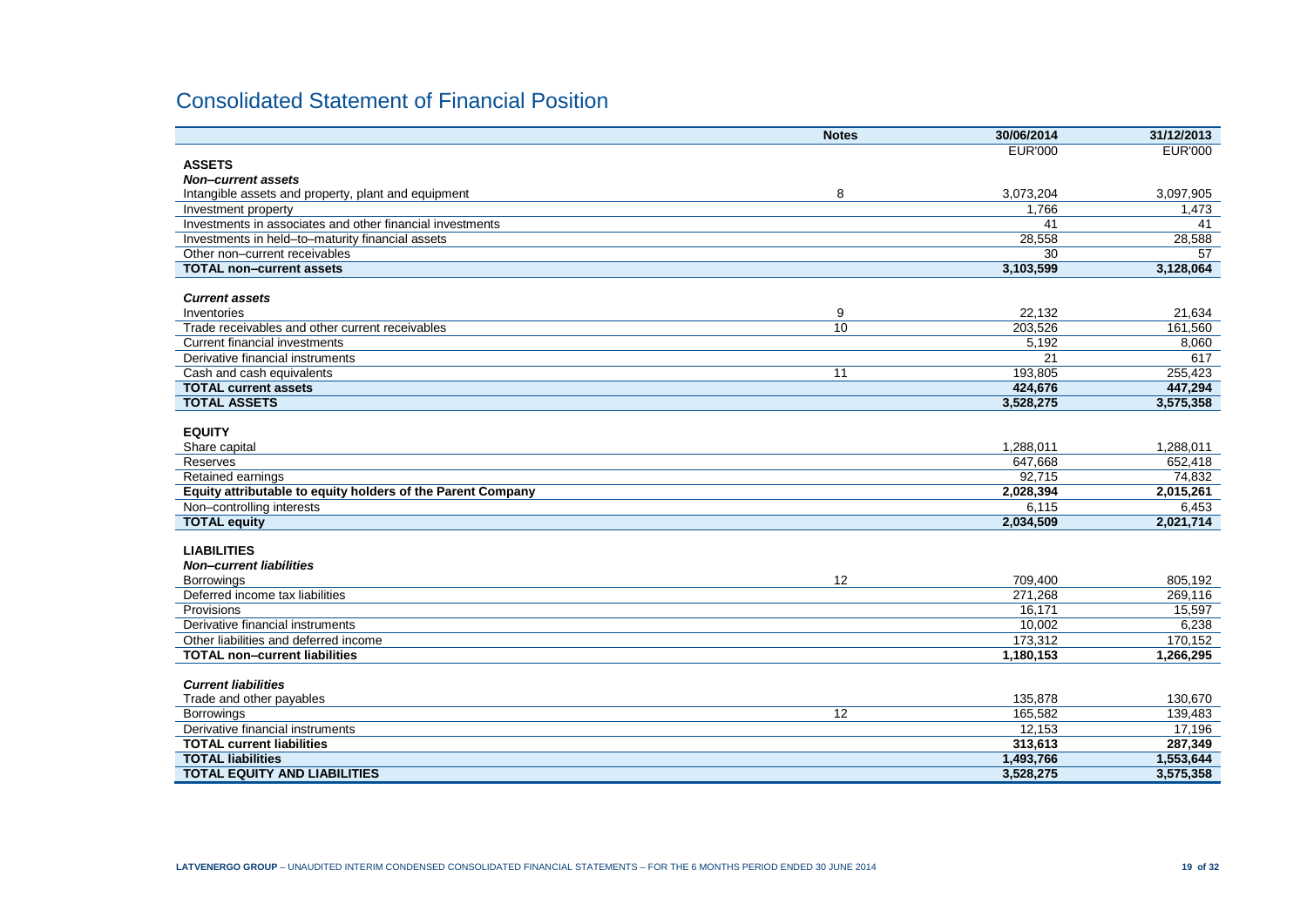# Consolidated Statement of Financial Position

| | Notes | 30/06/2014 | 31/12/2013 |
|---|---|---|---|
| | | EUR'000 | EUR'000 |
| **ASSETS** | | | |
| ***Non–current assets*** | | | |
| Intangible assets and property, plant and equipment | 8 | 3,073,204 | 3,097,905 |
| Investment property | | 1,766 | 1,473 |
| Investments in associates and other financial investments | | 41 | 41 |
| Investments in held–to–maturity financial assets | | 28,558 | 28,588 |
| Other non–current receivables | | 30 | 57 |
| **TOTAL non–current assets** | | **3,103,599** | **3,128,064** |
| ***Current assets*** | | | |
| Inventories | 9 | 22,132 | 21,634 |
| Trade receivables and other current receivables | 10 | 203,526 | 161,560 |
| Current financial investments | | 5,192 | 8,060 |
| Derivative financial instruments | | 21 | 617 |
| Cash and cash equivalents | 11 | 193,805 | 255,423 |
| **TOTAL current assets** | | **424,676** | **447,294** |
| **TOTAL ASSETS** | | **3,528,275** | **3,575,358** |
| **EQUITY** | | | |
| Share capital | | 1,288,011 | 1,288,011 |
| Reserves | | 647,668 | 652,418 |
| Retained earnings | | 92,715 | 74,832 |
| **Equity attributable to equity holders of the Parent Company** | | **2,028,394** | **2,015,261** |
| Non–controlling interests | | 6,115 | 6,453 |
| **TOTAL equity** | | **2,034,509** | **2,021,714** |
| **LIABILITIES** | | | |
| ***Non–current liabilities*** | | | |
| Borrowings | 12 | 709,400 | 805,192 |
| Deferred income tax liabilities | | 271,268 | 269,116 |
| Provisions | | 16,171 | 15,597 |
| Derivative financial instruments | | 10,002 | 6,238 |
| Other liabilities and deferred income | | 173,312 | 170,152 |
| **TOTAL non–current liabilities** | | **1,180,153** | **1,266,295** |
| ***Current liabilities*** | | | |
| Trade and other payables | | 135,878 | 130,670 |
| Borrowings | 12 | 165,582 | 139,483 |
| Derivative financial instruments | | 12,153 | 17,196 |
| **TOTAL current liabilities** | | **313,613** | **287,349** |
| **TOTAL liabilities** | | **1,493,766** | **1,553,644** |
| **TOTAL EQUITY AND LIABILITIES** | | **3,528,275** | **3,575,358** |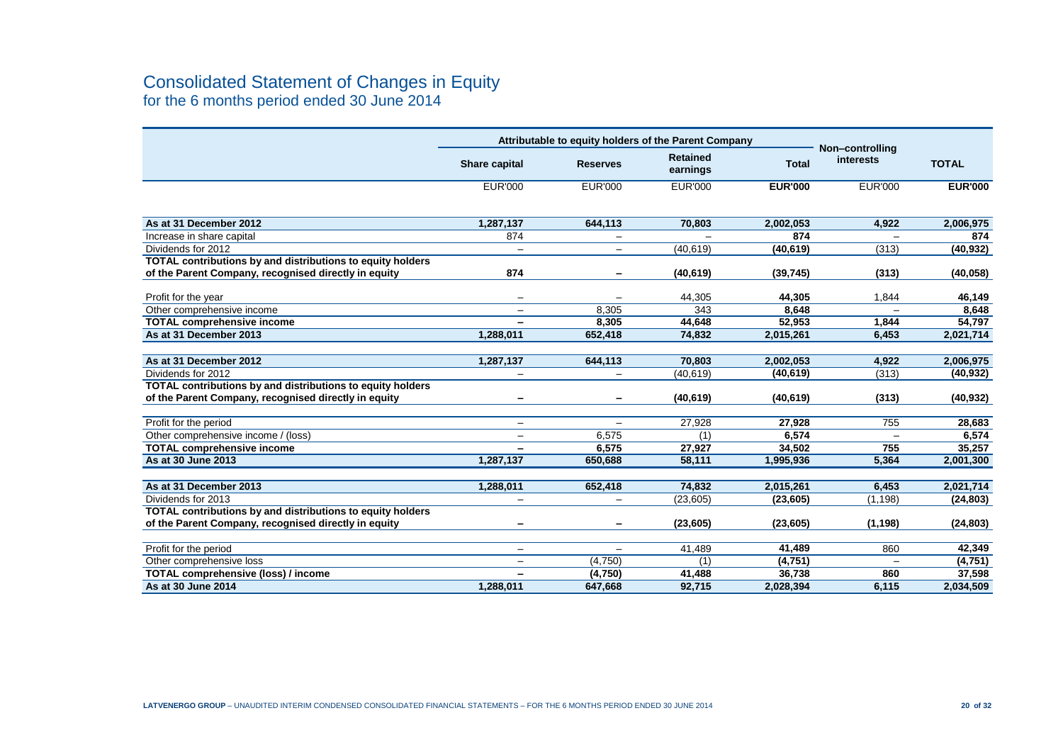# Consolidated Statement of Changes in Equity
## for the 6 months period ended 30 June 2014

| | Attributable to equity holders of the Parent Company | | | | Non–controlling interests | TOTAL |
|---|---|---|---|---|---|---|
| | Share capital | Reserves | Retained earnings | Total | | |
| | EUR'000 | EUR'000 | EUR'000 | **EUR'000** | EUR'000 | **EUR'000** |
| **As at 31 December 2012** | **1,287,137** | **644,113** | **70,803** | **2,002,053** | **4,922** | **2,006,975** |
| Increase in share capital | 874 | – | – | **874** | – | **874** |
| Dividends for 2012 | – | – | (40,619) | **(40,619)** | (313) | **(40,932)** |
| **TOTAL contributions by and distributions to equity holders of the Parent Company, recognised directly in equity** | **874** | **–** | **(40,619)** | **(39,745)** | **(313)** | **(40,058)** |
| Profit for the year | – | – | 44,305 | **44,305** | 1,844 | **46,149** |
| Other comprehensive income | – | 8,305 | 343 | **8,648** | – | **8,648** |
| **TOTAL comprehensive income** | **–** | **8,305** | **44,648** | **52,953** | **1,844** | **54,797** |
| **As at 31 December 2013** | **1,288,011** | **652,418** | **74,832** | **2,015,261** | **6,453** | **2,021,714** |
| **As at 31 December 2012** | **1,287,137** | **644,113** | **70,803** | **2,002,053** | **4,922** | **2,006,975** |
| Dividends for 2012 | – | – | (40,619) | **(40,619)** | (313) | **(40,932)** |
| **TOTAL contributions by and distributions to equity holders of the Parent Company, recognised directly in equity** | **–** | **–** | **(40,619)** | **(40,619)** | **(313)** | **(40,932)** |
| Profit for the period | – | – | 27,928 | **27,928** | 755 | **28,683** |
| Other comprehensive income / (loss) | – | 6,575 | (1) | **6,574** | – | **6,574** |
| **TOTAL comprehensive income** | **–** | **6,575** | **27,927** | **34,502** | **755** | **35,257** |
| **As at 30 June 2013** | **1,287,137** | **650,688** | **58,111** | **1,995,936** | **5,364** | **2,001,300** |
| **As at 31 December 2013** | **1,288,011** | **652,418** | **74,832** | **2,015,261** | **6,453** | **2,021,714** |
| Dividends for 2013 | – | – | (23,605) | **(23,605)** | (1,198) | **(24,803)** |
| **TOTAL contributions by and distributions to equity holders of the Parent Company, recognised directly in equity** | **–** | **–** | **(23,605)** | **(23,605)** | **(1,198)** | **(24,803)** |
| Profit for the period | – | – | 41,489 | **41,489** | 860 | **42,349** |
| Other comprehensive loss | – | (4,750) | (1) | **(4,751)** | – | **(4,751)** |
| **TOTAL comprehensive (loss) / income** | **–** | **(4,750)** | **41,488** | **36,738** | **860** | **37,598** |
| **As at 30 June 2014** | **1,288,011** | **647,668** | **92,715** | **2,028,394** | **6,115** | **2,034,509** |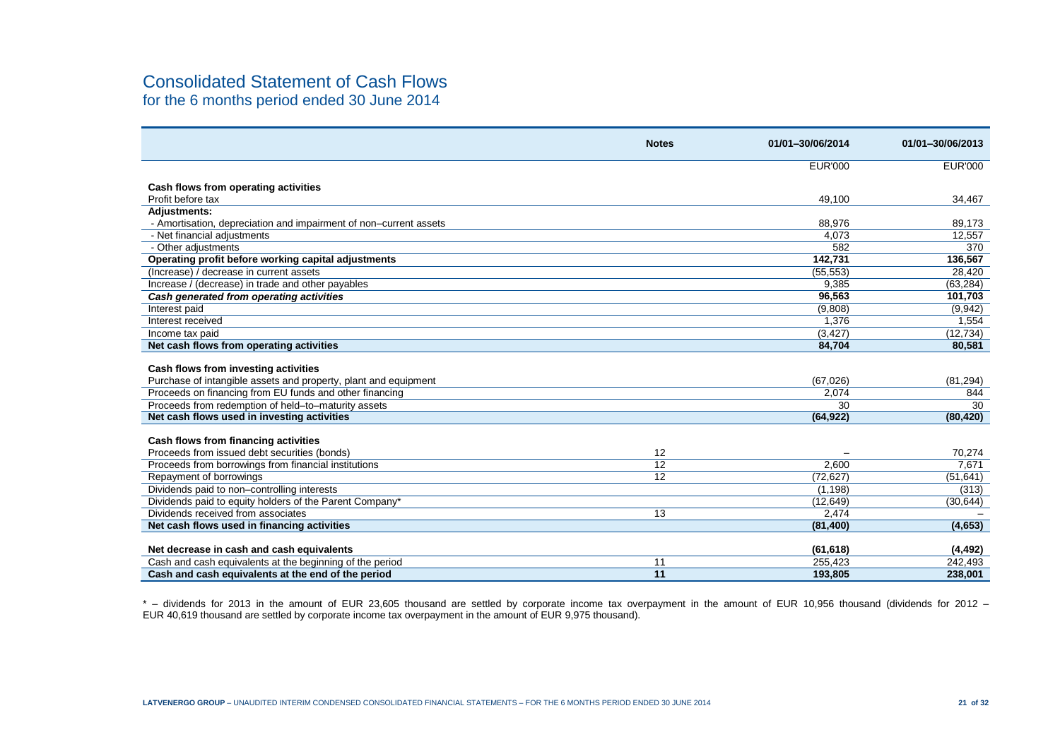# Consolidated Statement of Cash Flows

## for the 6 months period ended 30 June 2014

| | Notes | 01/01–30/06/2014 | 01/01–30/06/2013 |
|---|---|---|---|
| | | EUR'000 | EUR'000 |
| **Cash flows from operating activities** | | | |
| Profit before tax | | 49,100 | 34,467 |
| **Adjustments:** | | | |
| - Amortisation, depreciation and impairment of non–current assets | | 88,976 | 89,173 |
| - Net financial adjustments | | 4,073 | 12,557 |
| - Other adjustments | | 582 | 370 |
| **Operating profit before working capital adjustments** | | **142,731** | **136,567** |
| (Increase) / decrease in current assets | | (55,553) | 28,420 |
| Increase / (decrease) in trade and other payables | | 9,385 | (63,284) |
| ***Cash generated from operating activities*** | | **96,563** | **101,703** |
| Interest paid | | (9,808) | (9,942) |
| Interest received | | 1,376 | 1,554 |
| Income tax paid | | (3,427) | (12,734) |
| **Net cash flows from operating activities** | | **84,704** | **80,581** |
| **Cash flows from investing activities** | | | |
| Purchase of intangible assets and property, plant and equipment | | (67,026) | (81,294) |
| Proceeds on financing from EU funds and other financing | | 2,074 | 844 |
| Proceeds from redemption of held–to–maturity assets | | 30 | 30 |
| **Net cash flows used in investing activities** | | **(64,922)** | **(80,420)** |
| **Cash flows from financing activities** | | | |
| Proceeds from issued debt securities (bonds) | 12 | – | 70,274 |
| Proceeds from borrowings from financial institutions | 12 | 2,600 | 7,671 |
| Repayment of borrowings | 12 | (72,627) | (51,641) |
| Dividends paid to non–controlling interests | | (1,198) | (313) |
| Dividends paid to equity holders of the Parent Company* | | (12,649) | (30,644) |
| Dividends received from associates | 13 | 2,474 | – |
| **Net cash flows used in financing activities** | | **(81,400)** | **(4,653)** |
| **Net decrease in cash and cash equivalents** | | **(61,618)** | **(4,492)** |
| Cash and cash equivalents at the beginning of the period | 11 | 255,423 | 242,493 |
| **Cash and cash equivalents at the end of the period** | **11** | **193,805** | **238,001** |

* – dividends for 2013 in the amount of EUR 23,605 thousand are settled by corporate income tax overpayment in the amount of EUR 10,956 thousand (dividends for 2012 – EUR 40,619 thousand are settled by corporate income tax overpayment in the amount of EUR 9,975 thousand).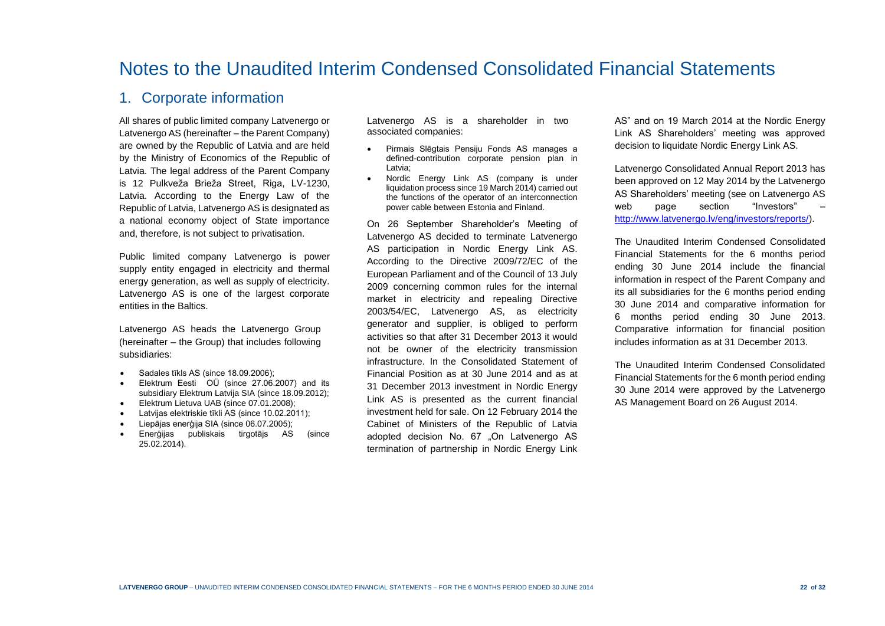# Notes to the Unaudited Interim Condensed Consolidated Financial Statements

## 1. Corporate information

All shares of public limited company Latvenergo or Latvenergo AS (hereinafter – the Parent Company) are owned by the Republic of Latvia and are held by the Ministry of Economics of the Republic of Latvia. The legal address of the Parent Company is 12 Pulkveža Brieža Street, Riga, LV-1230, Latvia. According to the Energy Law of the Republic of Latvia, Latvenergo AS is designated as a national economy object of State importance and, therefore, is not subject to privatisation.

Public limited company Latvenergo is power supply entity engaged in electricity and thermal energy generation, as well as supply of electricity. Latvenergo AS is one of the largest corporate entities in the Baltics.

Latvenergo AS heads the Latvenergo Group (hereinafter – the Group) that includes following subsidiaries:

- Sadales tīkls AS (since 18.09.2006);
- Elektrum Eesti OÜ (since 27.06.2007) and its subsidiary Elektrum Latvija SIA (since 18.09.2012);
- Elektrum Lietuva UAB (since 07.01.2008);
- Latvijas elektriskie tīkli AS (since 10.02.2011);
- Liepājas enerģija SIA (since 06.07.2005);
- Enerģijas publiskais tirgotājs AS (since 25.02.2014).

Latvenergo AS is a shareholder in two associated companies:

- Pirmais Slēgtais Pensiju Fonds AS manages a defined-contribution corporate pension plan in Latvia;
- Nordic Energy Link AS (company is under liquidation process since 19 March 2014) carried out the functions of the operator of an interconnection power cable between Estonia and Finland.

On 26 September Shareholder's Meeting of Latvenergo AS decided to terminate Latvenergo AS participation in Nordic Energy Link AS. According to the Directive 2009/72/EC of the European Parliament and of the Council of 13 July 2009 concerning common rules for the internal market in electricity and repealing Directive 2003/54/EC, Latvenergo AS, as electricity generator and supplier, is obliged to perform activities so that after 31 December 2013 it would not be owner of the electricity transmission infrastructure. In the Consolidated Statement of Financial Position as at 30 June 2014 and as at 31 December 2013 investment in Nordic Energy Link AS is presented as the current financial investment held for sale. On 12 February 2014 the Cabinet of Ministers of the Republic of Latvia adopted decision No. 67 „On Latvenergo AS termination of partnership in Nordic Energy Link AS" and on 19 March 2014 at the Nordic Energy Link AS Shareholders' meeting was approved decision to liquidate Nordic Energy Link AS.

Latvenergo Consolidated Annual Report 2013 has been approved on 12 May 2014 by the Latvenergo AS Shareholders' meeting (see on Latvenergo AS web page section "Investors" – http://www.latvenergo.lv/eng/investors/reports/).

The Unaudited Interim Condensed Consolidated Financial Statements for the 6 months period ending 30 June 2014 include the financial information in respect of the Parent Company and its all subsidiaries for the 6 months period ending 30 June 2014 and comparative information for 6 months period ending 30 June 2013. Comparative information for financial position includes information as at 31 December 2013.

The Unaudited Interim Condensed Consolidated Financial Statements for the 6 month period ending 30 June 2014 were approved by the Latvenergo AS Management Board on 26 August 2014.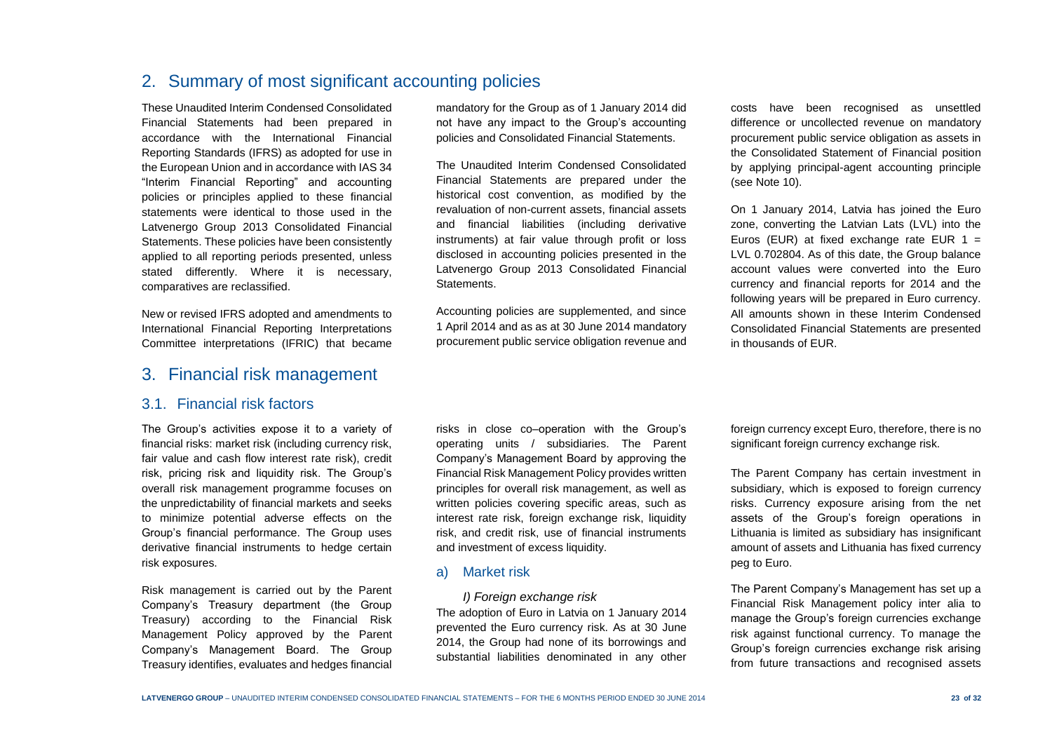## 2. Summary of most significant accounting policies

These Unaudited Interim Condensed Consolidated Financial Statements had been prepared in accordance with the International Financial Reporting Standards (IFRS) as adopted for use in the European Union and in accordance with IAS 34 "Interim Financial Reporting" and accounting policies or principles applied to these financial statements were identical to those used in the Latvenergo Group 2013 Consolidated Financial Statements. These policies have been consistently applied to all reporting periods presented, unless stated differently. Where it is necessary, comparatives are reclassified.

New or revised IFRS adopted and amendments to International Financial Reporting Interpretations Committee interpretations (IFRIC) that became mandatory for the Group as of 1 January 2014 did not have any impact to the Group's accounting policies and Consolidated Financial Statements.

The Unaudited Interim Condensed Consolidated Financial Statements are prepared under the historical cost convention, as modified by the revaluation of non-current assets, financial assets and financial liabilities (including derivative instruments) at fair value through profit or loss disclosed in accounting policies presented in the Latvenergo Group 2013 Consolidated Financial Statements.

Accounting policies are supplemented, and since 1 April 2014 and as as at 30 June 2014 mandatory procurement public service obligation revenue and costs have been recognised as unsettled difference or uncollected revenue on mandatory procurement public service obligation as assets in the Consolidated Statement of Financial position by applying principal-agent accounting principle (see Note 10).

On 1 January 2014, Latvia has joined the Euro zone, converting the Latvian Lats (LVL) into the Euros (EUR) at fixed exchange rate EUR 1 = LVL 0.702804. As of this date, the Group balance account values were converted into the Euro currency and financial reports for 2014 and the following years will be prepared in Euro currency. All amounts shown in these Interim Condensed Consolidated Financial Statements are presented in thousands of EUR.

## 3. Financial risk management

### 3.1. Financial risk factors

The Group's activities expose it to a variety of financial risks: market risk (including currency risk, fair value and cash flow interest rate risk), credit risk, pricing risk and liquidity risk. The Group's overall risk management programme focuses on the unpredictability of financial markets and seeks to minimize potential adverse effects on the Group's financial performance. The Group uses derivative financial instruments to hedge certain risk exposures.

Risk management is carried out by the Parent Company's Treasury department (the Group Treasury) according to the Financial Risk Management Policy approved by the Parent Company's Management Board. The Group Treasury identifies, evaluates and hedges financial risks in close co–operation with the Group's operating units / subsidiaries. The Parent Company's Management Board by approving the Financial Risk Management Policy provides written principles for overall risk management, as well as written policies covering specific areas, such as interest rate risk, foreign exchange risk, liquidity risk, and credit risk, use of financial instruments and investment of excess liquidity.

#### a) Market risk

*I) Foreign exchange risk*

The adoption of Euro in Latvia on 1 January 2014 prevented the Euro currency risk. As at 30 June 2014, the Group had none of its borrowings and substantial liabilities denominated in any other foreign currency except Euro, therefore, there is no significant foreign currency exchange risk.

The Parent Company has certain investment in subsidiary, which is exposed to foreign currency risks. Currency exposure arising from the net assets of the Group's foreign operations in Lithuania is limited as subsidiary has insignificant amount of assets and Lithuania has fixed currency peg to Euro.

The Parent Company's Management has set up a Financial Risk Management policy inter alia to manage the Group's foreign currencies exchange risk against functional currency. To manage the Group's foreign currencies exchange risk arising from future transactions and recognised assets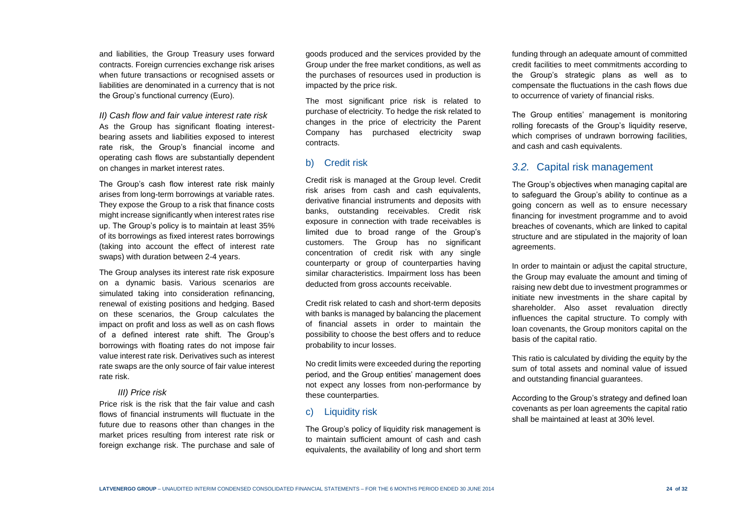and liabilities, the Group Treasury uses forward contracts. Foreign currencies exchange risk arises when future transactions or recognised assets or liabilities are denominated in a currency that is not the Group's functional currency (Euro).

*II) Cash flow and fair value interest rate risk*

As the Group has significant floating interest-bearing assets and liabilities exposed to interest rate risk, the Group's financial income and operating cash flows are substantially dependent on changes in market interest rates.

The Group's cash flow interest rate risk mainly arises from long-term borrowings at variable rates. They expose the Group to a risk that finance costs might increase significantly when interest rates rise up. The Group's policy is to maintain at least 35% of its borrowings as fixed interest rates borrowings (taking into account the effect of interest rate swaps) with duration between 2-4 years.

The Group analyses its interest rate risk exposure on a dynamic basis. Various scenarios are simulated taking into consideration refinancing, renewal of existing positions and hedging. Based on these scenarios, the Group calculates the impact on profit and loss as well as on cash flows of a defined interest rate shift. The Group's borrowings with floating rates do not impose fair value interest rate risk. Derivatives such as interest rate swaps are the only source of fair value interest rate risk.

*III) Price risk*

Price risk is the risk that the fair value and cash flows of financial instruments will fluctuate in the future due to reasons other than changes in the market prices resulting from interest rate risk or foreign exchange risk. The purchase and sale of goods produced and the services provided by the Group under the free market conditions, as well as the purchases of resources used in production is impacted by the price risk.

The most significant price risk is related to purchase of electricity. To hedge the risk related to changes in the price of electricity the Parent Company has purchased electricity swap contracts.

## b) Credit risk

Credit risk is managed at the Group level. Credit risk arises from cash and cash equivalents, derivative financial instruments and deposits with banks, outstanding receivables. Credit risk exposure in connection with trade receivables is limited due to broad range of the Group's customers. The Group has no significant concentration of credit risk with any single counterparty or group of counterparties having similar characteristics. Impairment loss has been deducted from gross accounts receivable.

Credit risk related to cash and short-term deposits with banks is managed by balancing the placement of financial assets in order to maintain the possibility to choose the best offers and to reduce probability to incur losses.

No credit limits were exceeded during the reporting period, and the Group entities' management does not expect any losses from non-performance by these counterparties.

## c) Liquidity risk

The Group's policy of liquidity risk management is to maintain sufficient amount of cash and cash equivalents, the availability of long and short term funding through an adequate amount of committed credit facilities to meet commitments according to the Group's strategic plans as well as to compensate the fluctuations in the cash flows due to occurrence of variety of financial risks.

The Group entities' management is monitoring rolling forecasts of the Group's liquidity reserve, which comprises of undrawn borrowing facilities, and cash and cash equivalents.

## *3.2.* Capital risk management

The Group's objectives when managing capital are to safeguard the Group's ability to continue as a going concern as well as to ensure necessary financing for investment programme and to avoid breaches of covenants, which are linked to capital structure and are stipulated in the majority of loan agreements.

In order to maintain or adjust the capital structure, the Group may evaluate the amount and timing of raising new debt due to investment programmes or initiate new investments in the share capital by shareholder. Also asset revaluation directly influences the capital structure. To comply with loan covenants, the Group monitors capital on the basis of the capital ratio.

This ratio is calculated by dividing the equity by the sum of total assets and nominal value of issued and outstanding financial guarantees.

According to the Group's strategy and defined loan covenants as per loan agreements the capital ratio shall be maintained at least at 30% level.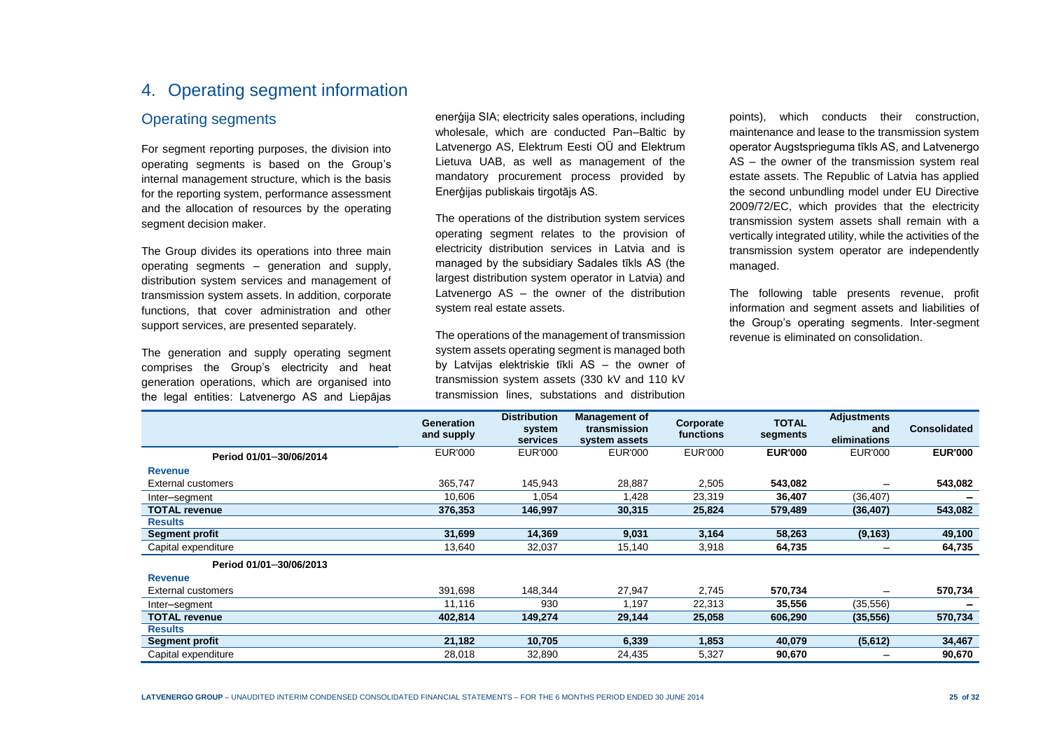# 4. Operating segment information

## Operating segments

For segment reporting purposes, the division into operating segments is based on the Group's internal management structure, which is the basis for the reporting system, performance assessment and the allocation of resources by the operating segment decision maker.

The Group divides its operations into three main operating segments – generation and supply, distribution system services and management of transmission system assets. In addition, corporate functions, that cover administration and other support services, are presented separately.

The generation and supply operating segment comprises the Group's electricity and heat generation operations, which are organised into the legal entities: Latvenergo AS and Liepājas enerģija SIA; electricity sales operations, including wholesale, which are conducted Pan–Baltic by Latvenergo AS, Elektrum Eesti OÜ and Elektrum Lietuva UAB, as well as management of the mandatory procurement process provided by Enerģijas publiskais tirgotājs AS.

The operations of the distribution system services operating segment relates to the provision of electricity distribution services in Latvia and is managed by the subsidiary Sadales tīkls AS (the largest distribution system operator in Latvia) and Latvenergo AS – the owner of the distribution system real estate assets.

The operations of the management of transmission system assets operating segment is managed both by Latvijas elektriskie tīkli AS – the owner of transmission system assets (330 kV and 110 kV transmission lines, substations and distribution points), which conducts their construction, maintenance and lease to the transmission system operator Augstsprieguma tīkls AS, and Latvenergo AS – the owner of the transmission system real estate assets. The Republic of Latvia has applied the second unbundling model under EU Directive 2009/72/EC, which provides that the electricity transmission system assets shall remain with a vertically integrated utility, while the activities of the transmission system operator are independently managed.

The following table presents revenue, profit information and segment assets and liabilities of the Group's operating segments. Inter-segment revenue is eliminated on consolidation.

| | Generation and supply | Distribution system services | Management of transmission system assets | Corporate functions | TOTAL segments | Adjustments and eliminations | Consolidated |
|---|---|---|---|---|---|---|---|
| **Period 01/01–30/06/2014** | EUR'000 | EUR'000 | EUR'000 | EUR'000 | **EUR'000** | EUR'000 | **EUR'000** |
| **Revenue** | | | | | | | |
| External customers | 365,747 | 145,943 | 28,887 | 2,505 | **543,082** | – | **543,082** |
| Inter–segment | 10,606 | 1,054 | 1,428 | 23,319 | **36,407** | (36,407) | **–** |
| **TOTAL revenue** | **376,353** | **146,997** | **30,315** | **25,824** | **579,489** | **(36,407)** | **543,082** |
| **Results** | | | | | | | |
| **Segment profit** | **31,699** | **14,369** | **9,031** | **3,164** | **58,263** | **(9,163)** | **49,100** |
| Capital expenditure | 13,640 | 32,037 | 15,140 | 3,918 | **64,735** | – | **64,735** |
| **Period 01/01–30/06/2013** | | | | | | | |
| **Revenue** | | | | | | | |
| External customers | 391,698 | 148,344 | 27,947 | 2,745 | **570,734** | – | **570,734** |
| Inter–segment | 11,116 | 930 | 1,197 | 22,313 | **35,556** | (35,556) | **–** |
| **TOTAL revenue** | **402,814** | **149,274** | **29,144** | **25,058** | **606,290** | **(35,556)** | **570,734** |
| **Results** | | | | | | | |
| **Segment profit** | **21,182** | **10,705** | **6,339** | **1,853** | **40,079** | **(5,612)** | **34,467** |
| Capital expenditure | 28,018 | 32,890 | 24,435 | 5,327 | **90,670** | – | **90,670** |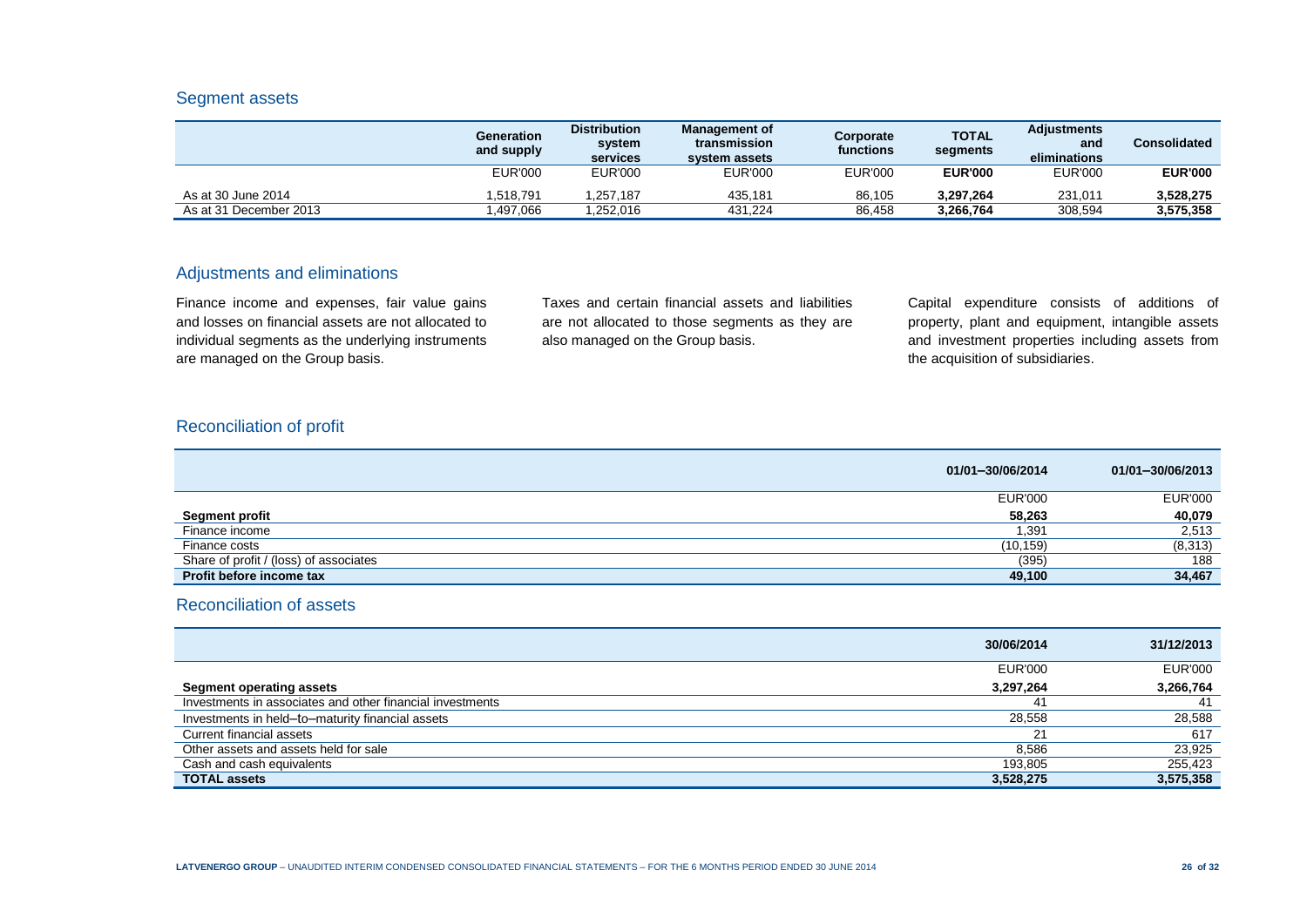## Segment assets

| | Generation and supply | Distribution system services | Management of transmission system assets | Corporate functions | TOTAL segments | Adjustments and eliminations | Consolidated |
|---|---|---|---|---|---|---|---|
| | EUR'000 | EUR'000 | EUR'000 | EUR'000 | **EUR'000** | EUR'000 | **EUR'000** |
| As at 30 June 2014 | 1,518,791 | 1,257,187 | 435,181 | 86,105 | **3,297,264** | 231,011 | **3,528,275** |
| As at 31 December 2013 | 1,497,066 | 1,252,016 | 431,224 | 86,458 | **3,266,764** | 308,594 | **3,575,358** |

## Adjustments and eliminations

Finance income and expenses, fair value gains and losses on financial assets are not allocated to individual segments as the underlying instruments are managed on the Group basis.

Taxes and certain financial assets and liabilities are not allocated to those segments as they are also managed on the Group basis.

Capital expenditure consists of additions of property, plant and equipment, intangible assets and investment properties including assets from the acquisition of subsidiaries.

## Reconciliation of profit

| | 01/01–30/06/2014 | 01/01–30/06/2013 |
|---|---|---|
| | EUR'000 | EUR'000 |
| **Segment profit** | **58,263** | **40,079** |
| Finance income | 1,391 | 2,513 |
| Finance costs | (10,159) | (8,313) |
| Share of profit / (loss) of associates | (395) | 188 |
| **Profit before income tax** | **49,100** | **34,467** |

## Reconciliation of assets

| | 30/06/2014 | 31/12/2013 |
|---|---|---|
| | EUR'000 | EUR'000 |
| **Segment operating assets** | **3,297,264** | **3,266,764** |
| Investments in associates and other financial investments | 41 | 41 |
| Investments in held–to–maturity financial assets | 28,558 | 28,588 |
| Current financial assets | 21 | 617 |
| Other assets and assets held for sale | 8,586 | 23,925 |
| Cash and cash equivalents | 193,805 | 255,423 |
| **TOTAL assets** | **3,528,275** | **3,575,358** |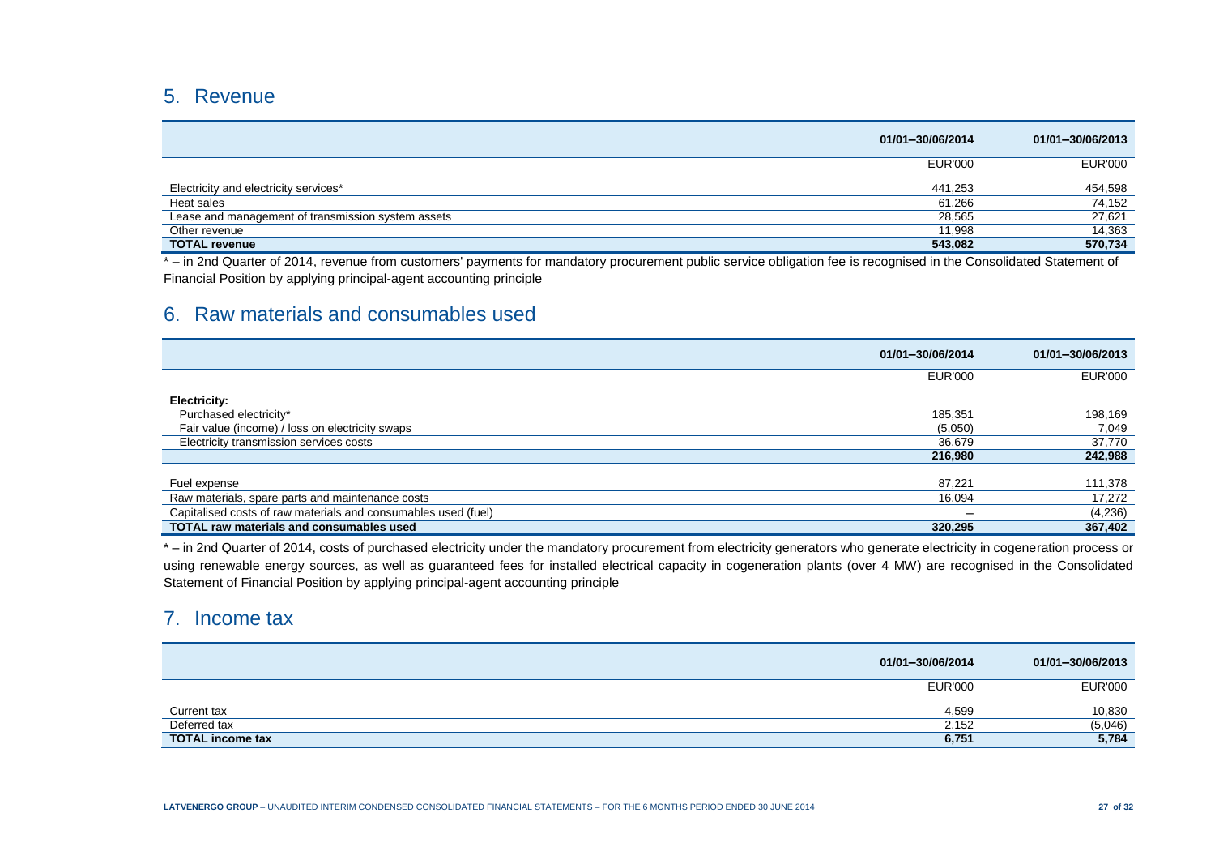## 5. Revenue

| | 01/01–30/06/2014 | 01/01–30/06/2013 |
|---|---|---|
| | EUR'000 | EUR'000 |
| Electricity and electricity services* | 441,253 | 454,598 |
| Heat sales | 61,266 | 74,152 |
| Lease and management of transmission system assets | 28,565 | 27,621 |
| Other revenue | 11,998 | 14,363 |
| **TOTAL revenue** | **543,082** | **570,734** |

* – in 2nd Quarter of 2014, revenue from customers' payments for mandatory procurement public service obligation fee is recognised in the Consolidated Statement of Financial Position by applying principal-agent accounting principle

## 6. Raw materials and consumables used

| | 01/01–30/06/2014 | 01/01–30/06/2013 |
|---|---|---|
| | EUR'000 | EUR'000 |
| **Electricity:** | | |
| Purchased electricity* | 185,351 | 198,169 |
| Fair value (income) / loss on electricity swaps | (5,050) | 7,049 |
| Electricity transmission services costs | 36,679 | 37,770 |
| | **216,980** | **242,988** |
| Fuel expense | 87,221 | 111,378 |
| Raw materials, spare parts and maintenance costs | 16,094 | 17,272 |
| Capitalised costs of raw materials and consumables used (fuel) | – | (4,236) |
| **TOTAL raw materials and consumables used** | **320,295** | **367,402** |

* – in 2nd Quarter of 2014, costs of purchased electricity under the mandatory procurement from electricity generators who generate electricity in cogeneration process or using renewable energy sources, as well as guaranteed fees for installed electrical capacity in cogeneration plants (over 4 MW) are recognised in the Consolidated Statement of Financial Position by applying principal-agent accounting principle

## 7. Income tax

| | 01/01–30/06/2014 | 01/01–30/06/2013 |
|---|---|---|
| | EUR'000 | EUR'000 |
| Current tax | 4,599 | 10,830 |
| Deferred tax | 2,152 | (5,046) |
| **TOTAL income tax** | **6,751** | **5,784** |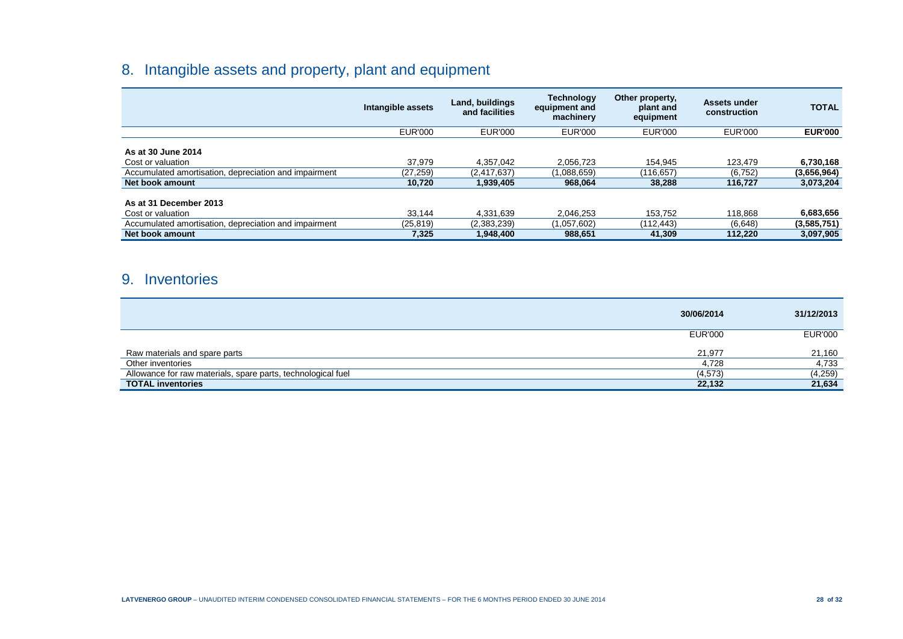## 8. Intangible assets and property, plant and equipment

| | Intangible assets | Land, buildings and facilities | Technology equipment and machinery | Other property, plant and equipment | Assets under construction | **TOTAL** |
|---|---|---|---|---|---|---|
| | EUR'000 | EUR'000 | EUR'000 | EUR'000 | EUR'000 | **EUR'000** |
| **As at 30 June 2014** | | | | | | |
| Cost or valuation | 37,979 | 4,357,042 | 2,056,723 | 154,945 | 123,479 | **6,730,168** |
| Accumulated amortisation, depreciation and impairment | (27,259) | (2,417,637) | (1,088,659) | (116,657) | (6,752) | **(3,656,964)** |
| **Net book amount** | **10,720** | **1,939,405** | **968,064** | **38,288** | **116,727** | **3,073,204** |
| **As at 31 December 2013** | | | | | | |
| Cost or valuation | 33,144 | 4,331,639 | 2,046,253 | 153,752 | 118,868 | **6,683,656** |
| Accumulated amortisation, depreciation and impairment | (25,819) | (2,383,239) | (1,057,602) | (112,443) | (6,648) | **(3,585,751)** |
| **Net book amount** | **7,325** | **1,948,400** | **988,651** | **41,309** | **112,220** | **3,097,905** |

## 9. Inventories

| | **30/06/2014** | **31/12/2013** |
|---|---|---|
| | EUR'000 | EUR'000 |
| Raw materials and spare parts | 21,977 | 21,160 |
| Other inventories | 4,728 | 4,733 |
| Allowance for raw materials, spare parts, technological fuel | (4,573) | (4,259) |
| **TOTAL inventories** | **22,132** | **21,634** |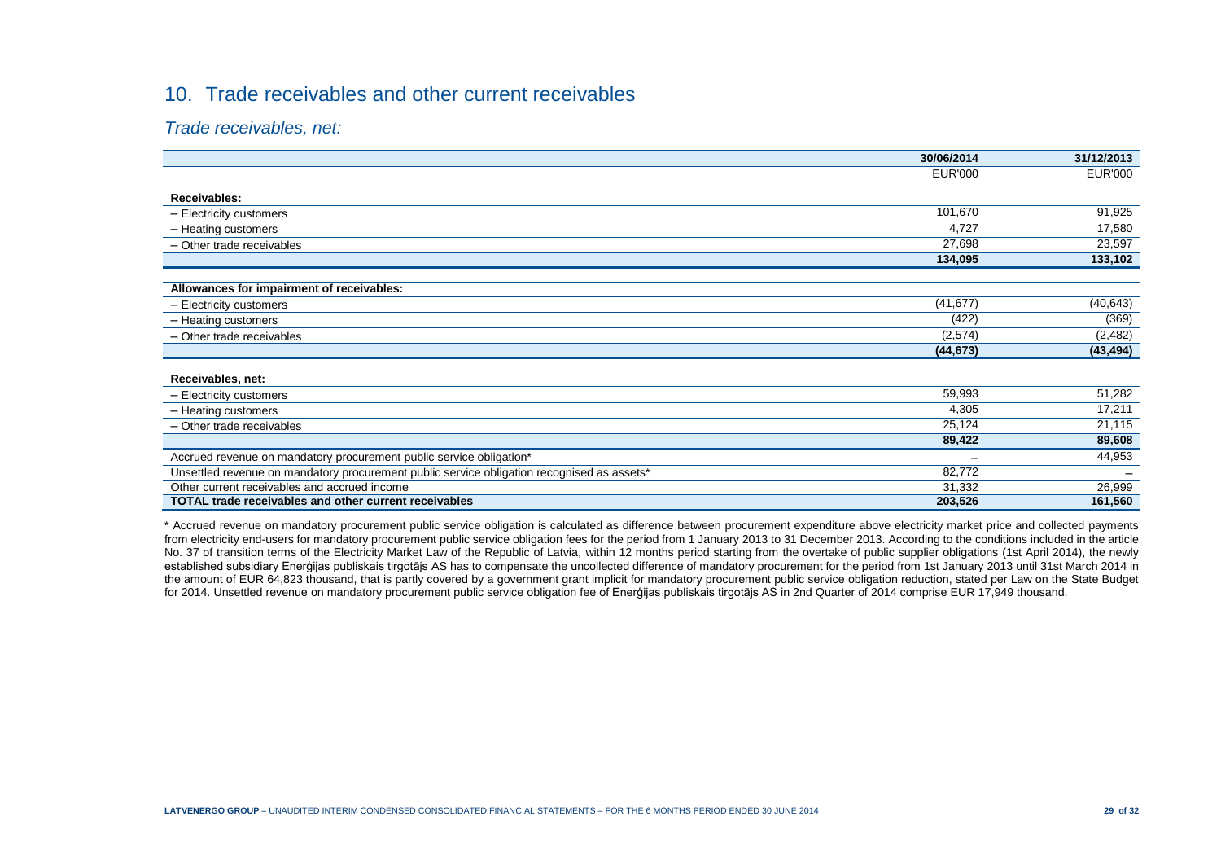## 10. Trade receivables and other current receivables

### *Trade receivables, net:*

| | 30/06/2014 | 31/12/2013 |
|---|---|---|
| | EUR'000 | EUR'000 |
| **Receivables:** | | |
| – Electricity customers | 101,670 | 91,925 |
| – Heating customers | 4,727 | 17,580 |
| – Other trade receivables | 27,698 | 23,597 |
| | **134,095** | **133,102** |
| **Allowances for impairment of receivables:** | | |
| – Electricity customers | (41,677) | (40,643) |
| – Heating customers | (422) | (369) |
| – Other trade receivables | (2,574) | (2,482) |
| | **(44,673)** | **(43,494)** |
| **Receivables, net:** | | |
| – Electricity customers | 59,993 | 51,282 |
| – Heating customers | 4,305 | 17,211 |
| – Other trade receivables | 25,124 | 21,115 |
| | **89,422** | **89,608** |
| Accrued revenue on mandatory procurement public service obligation* | – | 44,953 |
| Unsettled revenue on mandatory procurement public service obligation recognised as assets* | 82,772 | – |
| Other current receivables and accrued income | 31,332 | 26,999 |
| **TOTAL trade receivables and other current receivables** | **203,526** | **161,560** |

* Accrued revenue on mandatory procurement public service obligation is calculated as difference between procurement expenditure above electricity market price and collected payments from electricity end-users for mandatory procurement public service obligation fees for the period from 1 January 2013 to 31 December 2013. According to the conditions included in the article No. 37 of transition terms of the Electricity Market Law of the Republic of Latvia, within 12 months period starting from the overtake of public supplier obligations (1st April 2014), the newly established subsidiary Enerģijas publiskais tirgotājs AS has to compensate the uncollected difference of mandatory procurement for the period from 1st January 2013 until 31st March 2014 in the amount of EUR 64,823 thousand, that is partly covered by a government grant implicit for mandatory procurement public service obligation reduction, stated per Law on the State Budget for 2014. Unsettled revenue on mandatory procurement public service obligation fee of Enerģijas publiskais tirgotājs AS in 2nd Quarter of 2014 comprise EUR 17,949 thousand.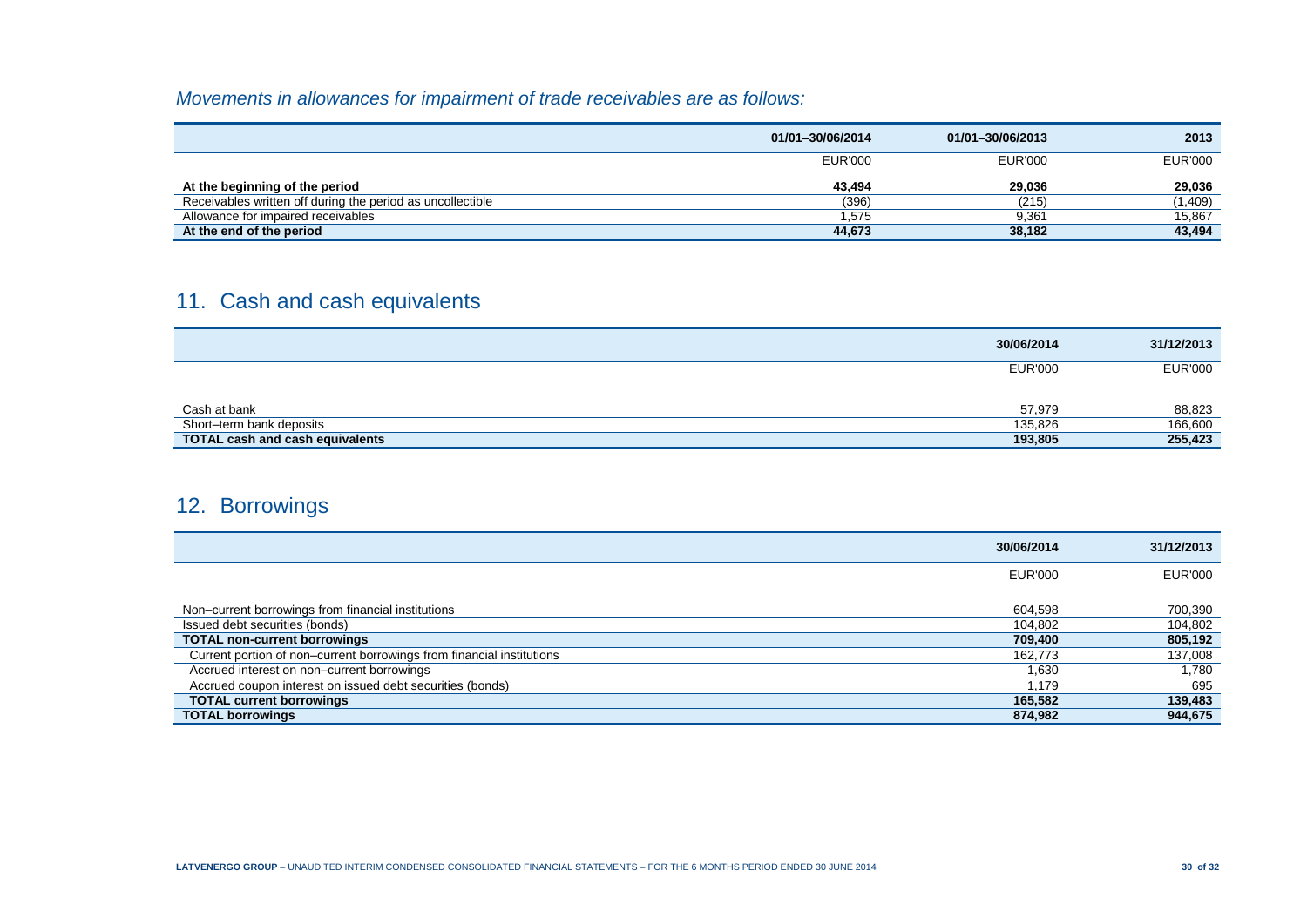*Movements in allowances for impairment of trade receivables are as follows:*

| | 01/01–30/06/2014 | 01/01–30/06/2013 | 2013 |
|---|---|---|---|
| | EUR'000 | EUR'000 | EUR'000 |
| **At the beginning of the period** | **43,494** | **29,036** | **29,036** |
| Receivables written off during the period as uncollectible | (396) | (215) | (1,409) |
| Allowance for impaired receivables | 1,575 | 9,361 | 15,867 |
| **At the end of the period** | **44,673** | **38,182** | **43,494** |

## 11. Cash and cash equivalents

| | 30/06/2014 | 31/12/2013 |
|---|---|---|
| | EUR'000 | EUR'000 |
| Cash at bank | 57,979 | 88,823 |
| Short–term bank deposits | 135,826 | 166,600 |
| **TOTAL cash and cash equivalents** | **193,805** | **255,423** |

## 12. Borrowings

| | 30/06/2014 | 31/12/2013 |
|---|---|---|
| | EUR'000 | EUR'000 |
| Non–current borrowings from financial institutions | 604,598 | 700,390 |
| Issued debt securities (bonds) | 104,802 | 104,802 |
| **TOTAL non-current borrowings** | **709,400** | **805,192** |
| Current portion of non–current borrowings from financial institutions | 162,773 | 137,008 |
| Accrued interest on non–current borrowings | 1,630 | 1,780 |
| Accrued coupon interest on issued debt securities (bonds) | 1,179 | 695 |
| **TOTAL current borrowings** | **165,582** | **139,483** |
| **TOTAL borrowings** | **874,982** | **944,675** |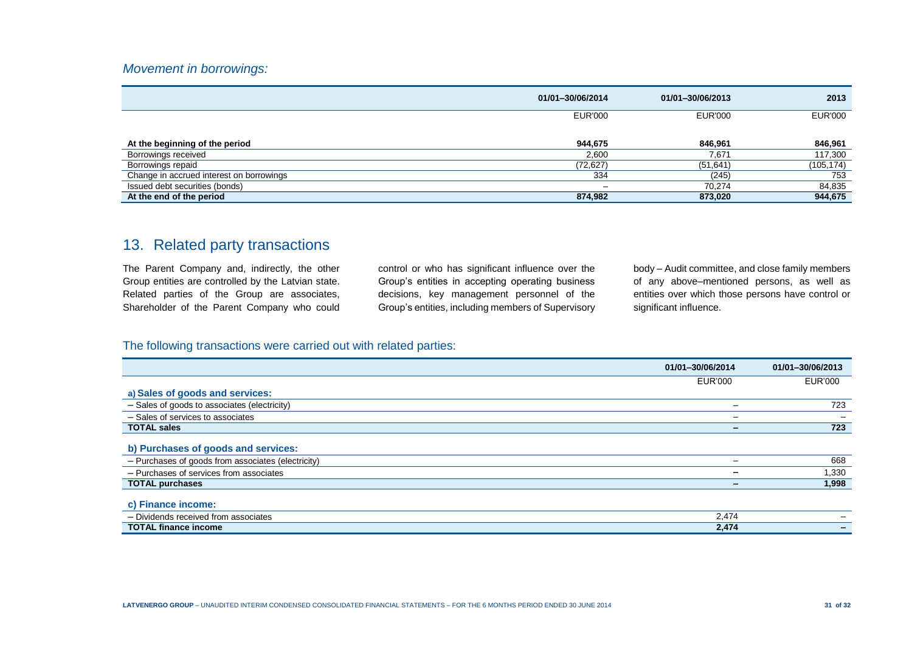### *Movement in borrowings:*

| | 01/01–30/06/2014 | 01/01–30/06/2013 | 2013 |
|---|---|---|---|
| | EUR'000 | EUR'000 | EUR'000 |
| **At the beginning of the period** | **944,675** | **846,961** | **846,961** |
| Borrowings received | 2,600 | 7,671 | 117,300 |
| Borrowings repaid | (72,627) | (51,641) | (105,174) |
| Change in accrued interest on borrowings | 334 | (245) | 753 |
| Issued debt securities (bonds) | – | 70,274 | 84,835 |
| **At the end of the period** | **874,982** | **873,020** | **944,675** |

## 13. Related party transactions

The Parent Company and, indirectly, the other Group entities are controlled by the Latvian state. Related parties of the Group are associates, Shareholder of the Parent Company who could control or who has significant influence over the Group's entities in accepting operating business decisions, key management personnel of the Group's entities, including members of Supervisory body – Audit committee, and close family members of any above–mentioned persons, as well as entities over which those persons have control or significant influence.

### The following transactions were carried out with related parties:

| | 01/01–30/06/2014 | 01/01–30/06/2013 |
|---|---|---|
| | EUR'000 | EUR'000 |
| **a) Sales of goods and services:** | | |
| – Sales of goods to associates (electricity) | – | 723 |
| – Sales of services to associates | – | – |
| **TOTAL sales** | **–** | **723** |
| **b) Purchases of goods and services:** | | |
| – Purchases of goods from associates (electricity) | – | 668 |
| – Purchases of services from associates | – | 1,330 |
| **TOTAL purchases** | **–** | **1,998** |
| **c) Finance income:** | | |
| – Dividends received from associates | 2,474 | – |
| **TOTAL finance income** | **2,474** | **–** |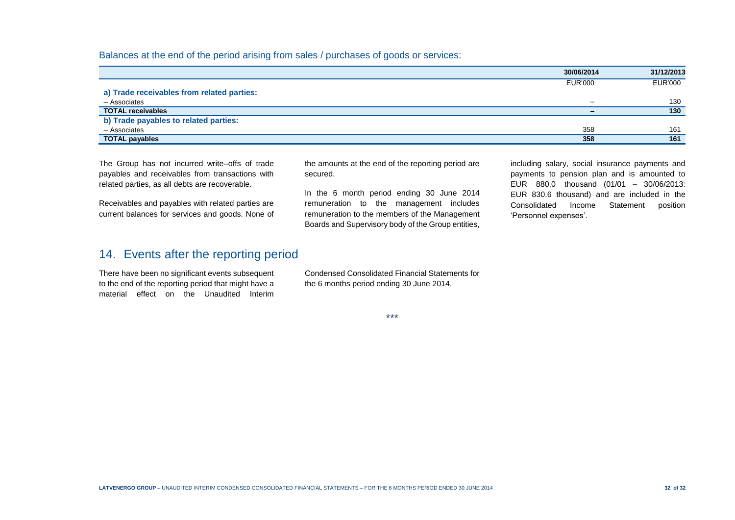Balances at the end of the period arising from sales / purchases of goods or services:

| | 30/06/2014 | 31/12/2013 |
|---|---|---|
| | EUR'000 | EUR'000 |
| **a) Trade receivables from related parties:** | | |
| – Associates | – | 130 |
| **TOTAL receivables** | **–** | **130** |
| **b) Trade payables to related parties:** | | |
| – Associates | 358 | 161 |
| **TOTAL payables** | **358** | **161** |

The Group has not incurred write–offs of trade payables and receivables from transactions with related parties, as all debts are recoverable.

Receivables and payables with related parties are current balances for services and goods. None of the amounts at the end of the reporting period are secured.

In the 6 month period ending 30 June 2014 remuneration to the management includes remuneration to the members of the Management Boards and Supervisory body of the Group entities, including salary, social insurance payments and payments to pension plan and is amounted to EUR 880.0 thousand (01/01 – 30/06/2013: EUR 830.6 thousand) and are included in the Consolidated Income Statement position 'Personnel expenses'.

## 14. Events after the reporting period

There have been no significant events subsequent to the end of the reporting period that might have a material effect on the Unaudited Interim Condensed Consolidated Financial Statements for the 6 months period ending 30 June 2014.

\*\*\*